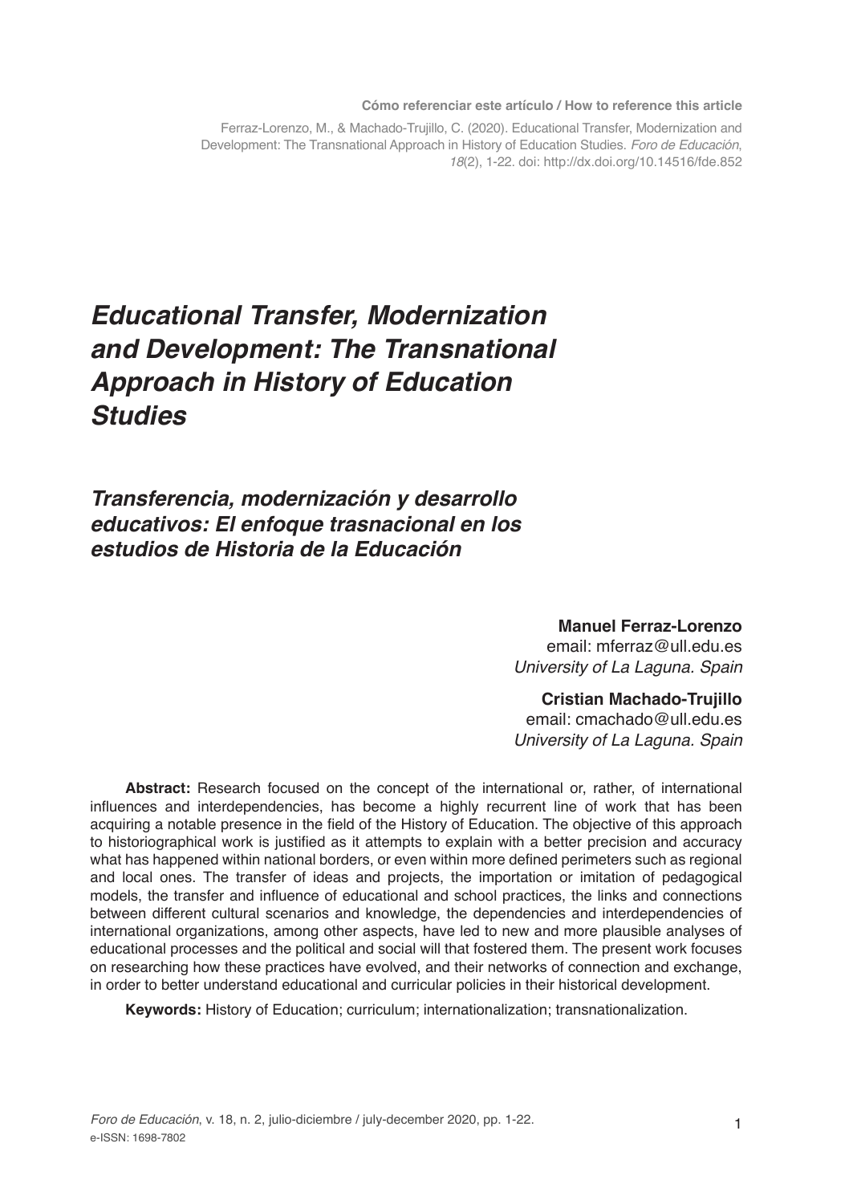**Cómo referenciar este artículo / How to reference this article**

Ferraz-Lorenzo, M., & Machado-Trujillo, C. (2020). Educational Transfer, Modernization and Development: The Transnational Approach in History of Education Studies. *Foro de Educación*, *18*(2), 1-22. doi: http://dx.doi.org/10.14516/fde.852

# *Educational Transfer, Modernization and Development: The Transnational Approach in History of Education Studies*

## *Transferencia, modernización y desarrollo educativos: El enfoque trasnacional en los estudios de Historia de la Educación*

**Manuel Ferraz-Lorenzo**
email: mferraz@ull.edu.es
*University of La Laguna. Spain*

**Cristian Machado-Trujillo**
email: cmachado@ull.edu.es
*University of La Laguna. Spain*

**Abstract:** Research focused on the concept of the international or, rather, of international influences and interdependencies, has become a highly recurrent line of work that has been acquiring a notable presence in the field of the History of Education. The objective of this approach to historiographical work is justified as it attempts to explain with a better precision and accuracy what has happened within national borders, or even within more defined perimeters such as regional and local ones. The transfer of ideas and projects, the importation or imitation of pedagogical models, the transfer and influence of educational and school practices, the links and connections between different cultural scenarios and knowledge, the dependencies and interdependencies of international organizations, among other aspects, have led to new and more plausible analyses of educational processes and the political and social will that fostered them. The present work focuses on researching how these practices have evolved, and their networks of connection and exchange, in order to better understand educational and curricular policies in their historical development.

**Keywords:** History of Education; curriculum; internationalization; transnationalization.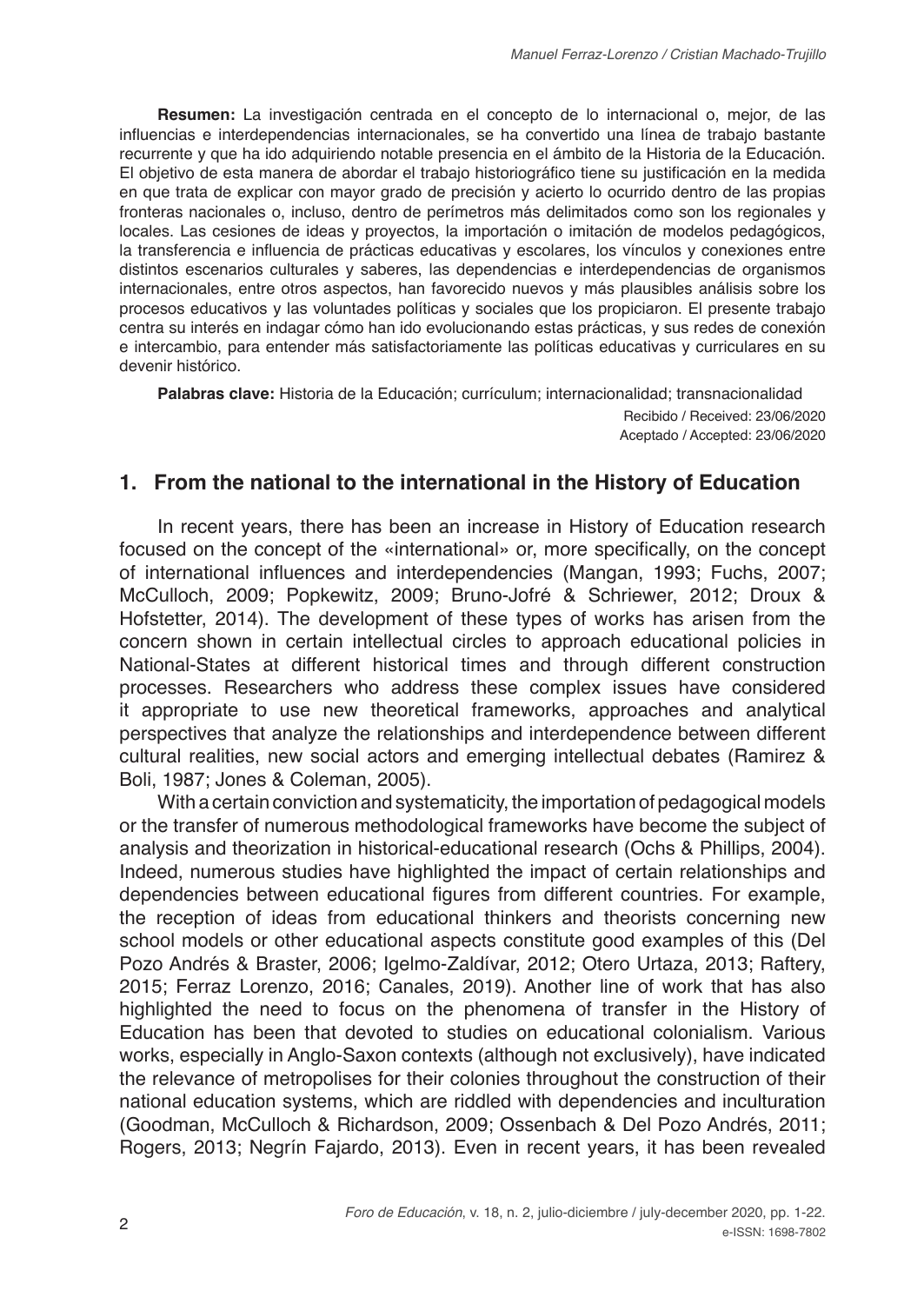**Resumen:** La investigación centrada en el concepto de lo internacional o, mejor, de las influencias e interdependencias internacionales, se ha convertido una línea de trabajo bastante recurrente y que ha ido adquiriendo notable presencia en el ámbito de la Historia de la Educación. El objetivo de esta manera de abordar el trabajo historiográfico tiene su justificación en la medida en que trata de explicar con mayor grado de precisión y acierto lo ocurrido dentro de las propias fronteras nacionales o, incluso, dentro de perímetros más delimitados como son los regionales y locales. Las cesiones de ideas y proyectos, la importación o imitación de modelos pedagógicos, la transferencia e influencia de prácticas educativas y escolares, los vínculos y conexiones entre distintos escenarios culturales y saberes, las dependencias e interdependencias de organismos internacionales, entre otros aspectos, han favorecido nuevos y más plausibles análisis sobre los procesos educativos y las voluntades políticas y sociales que los propiciaron. El presente trabajo centra su interés en indagar cómo han ido evolucionando estas prácticas, y sus redes de conexión e intercambio, para entender más satisfactoriamente las políticas educativas y curriculares en su devenir histórico.

**Palabras clave:** Historia de la Educación; currículum; internacionalidad; transnacionalidad

Recibido / Received: 23/06/2020
Aceptado / Accepted: 23/06/2020

## 1. From the national to the international in the History of Education

In recent years, there has been an increase in History of Education research focused on the concept of the «international» or, more specifically, on the concept of international influences and interdependencies (Mangan, 1993; Fuchs, 2007; McCulloch, 2009; Popkewitz, 2009; Bruno-Jofré & Schriewer, 2012; Droux & Hofstetter, 2014). The development of these types of works has arisen from the concern shown in certain intellectual circles to approach educational policies in National-States at different historical times and through different construction processes. Researchers who address these complex issues have considered it appropriate to use new theoretical frameworks, approaches and analytical perspectives that analyze the relationships and interdependence between different cultural realities, new social actors and emerging intellectual debates (Ramirez & Boli, 1987; Jones & Coleman, 2005).

With a certain conviction and systematicity, the importation of pedagogical models or the transfer of numerous methodological frameworks have become the subject of analysis and theorization in historical-educational research (Ochs & Phillips, 2004). Indeed, numerous studies have highlighted the impact of certain relationships and dependencies between educational figures from different countries. For example, the reception of ideas from educational thinkers and theorists concerning new school models or other educational aspects constitute good examples of this (Del Pozo Andrés & Braster, 2006; Igelmo-Zaldívar, 2012; Otero Urtaza, 2013; Raftery, 2015; Ferraz Lorenzo, 2016; Canales, 2019). Another line of work that has also highlighted the need to focus on the phenomena of transfer in the History of Education has been that devoted to studies on educational colonialism. Various works, especially in Anglo-Saxon contexts (although not exclusively), have indicated the relevance of metropolises for their colonies throughout the construction of their national education systems, which are riddled with dependencies and inculturation (Goodman, McCulloch & Richardson, 2009; Ossenbach & Del Pozo Andrés, 2011; Rogers, 2013; Negrín Fajardo, 2013). Even in recent years, it has been revealed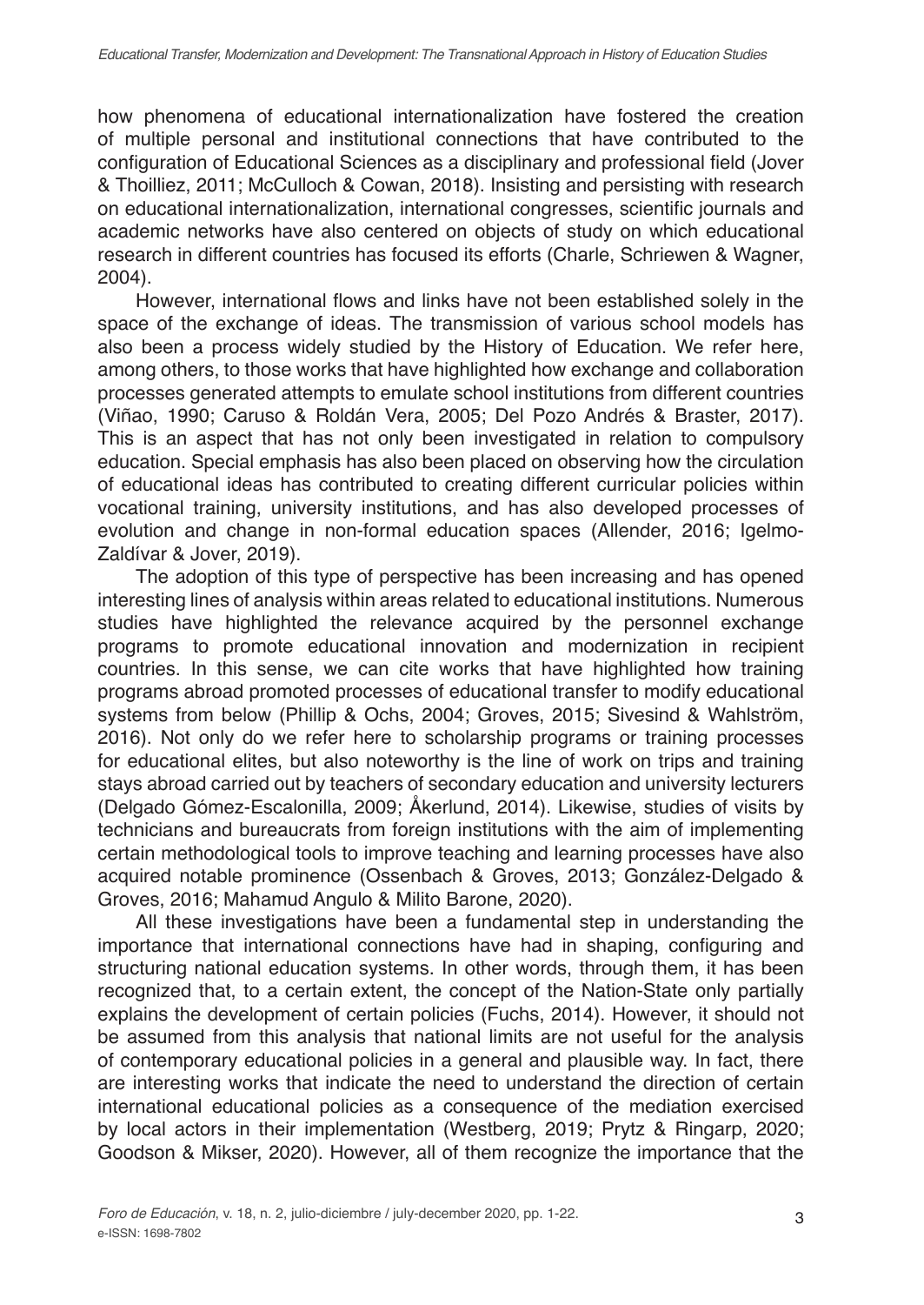how phenomena of educational internationalization have fostered the creation of multiple personal and institutional connections that have contributed to the configuration of Educational Sciences as a disciplinary and professional field (Jover & Thoilliez, 2011; McCulloch & Cowan, 2018). Insisting and persisting with research on educational internationalization, international congresses, scientific journals and academic networks have also centered on objects of study on which educational research in different countries has focused its efforts (Charle, Schriewen & Wagner, 2004).

However, international flows and links have not been established solely in the space of the exchange of ideas. The transmission of various school models has also been a process widely studied by the History of Education. We refer here, among others, to those works that have highlighted how exchange and collaboration processes generated attempts to emulate school institutions from different countries (Viñao, 1990; Caruso & Roldán Vera, 2005; Del Pozo Andrés & Braster, 2017). This is an aspect that has not only been investigated in relation to compulsory education. Special emphasis has also been placed on observing how the circulation of educational ideas has contributed to creating different curricular policies within vocational training, university institutions, and has also developed processes of evolution and change in non-formal education spaces (Allender, 2016; Igelmo-Zaldívar & Jover, 2019).

The adoption of this type of perspective has been increasing and has opened interesting lines of analysis within areas related to educational institutions. Numerous studies have highlighted the relevance acquired by the personnel exchange programs to promote educational innovation and modernization in recipient countries. In this sense, we can cite works that have highlighted how training programs abroad promoted processes of educational transfer to modify educational systems from below (Phillip & Ochs, 2004; Groves, 2015; Sivesind & Wahlström, 2016). Not only do we refer here to scholarship programs or training processes for educational elites, but also noteworthy is the line of work on trips and training stays abroad carried out by teachers of secondary education and university lecturers (Delgado Gómez-Escalonilla, 2009; Åkerlund, 2014). Likewise, studies of visits by technicians and bureaucrats from foreign institutions with the aim of implementing certain methodological tools to improve teaching and learning processes have also acquired notable prominence (Ossenbach & Groves, 2013; González-Delgado & Groves, 2016; Mahamud Angulo & Milito Barone, 2020).

All these investigations have been a fundamental step in understanding the importance that international connections have had in shaping, configuring and structuring national education systems. In other words, through them, it has been recognized that, to a certain extent, the concept of the Nation-State only partially explains the development of certain policies (Fuchs, 2014). However, it should not be assumed from this analysis that national limits are not useful for the analysis of contemporary educational policies in a general and plausible way. In fact, there are interesting works that indicate the need to understand the direction of certain international educational policies as a consequence of the mediation exercised by local actors in their implementation (Westberg, 2019; Prytz & Ringarp, 2020; Goodson & Mikser, 2020). However, all of them recognize the importance that the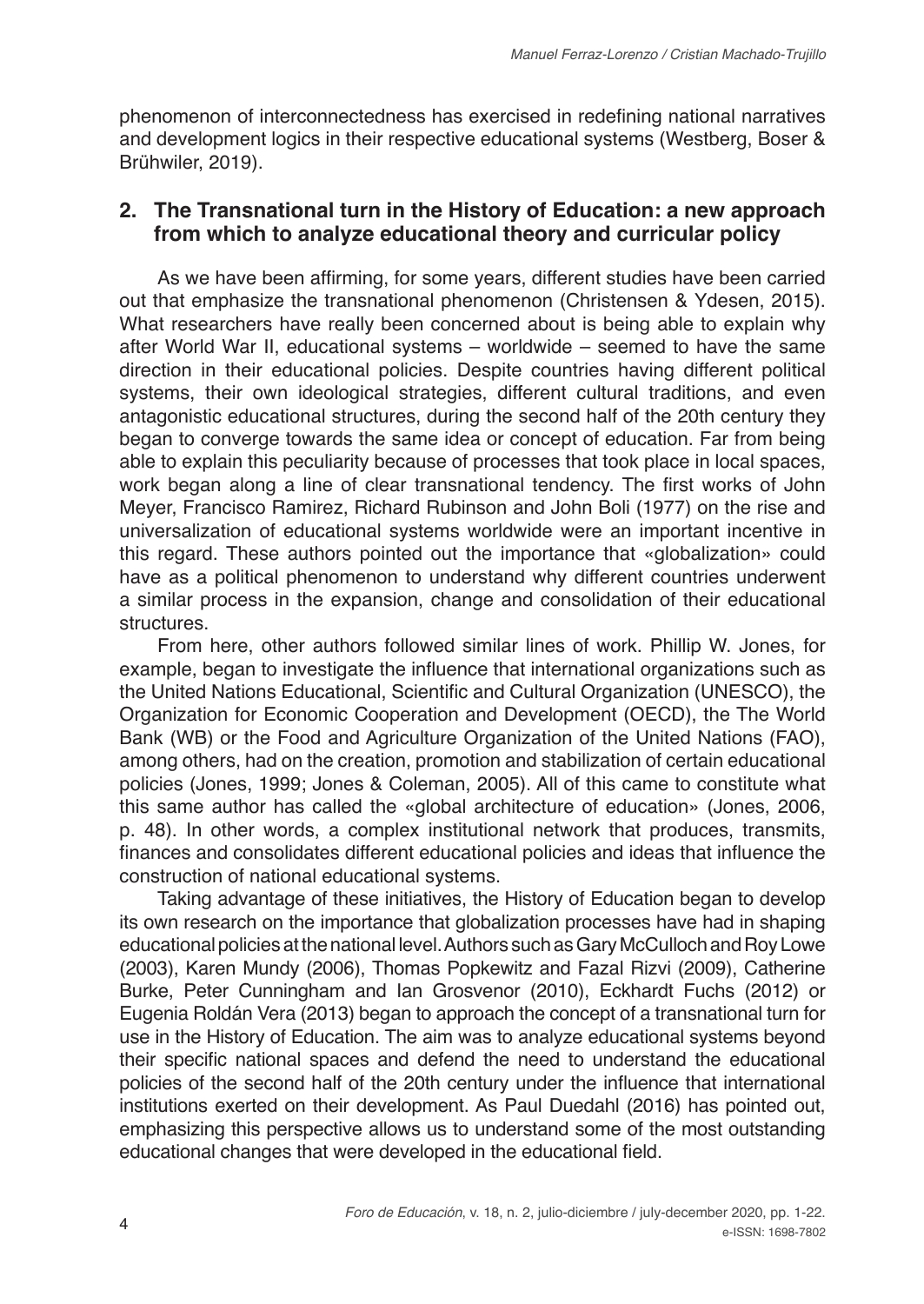phenomenon of interconnectedness has exercised in redefining national narratives and development logics in their respective educational systems (Westberg, Boser & Brühwiler, 2019).

## 2. The Transnational turn in the History of Education: a new approach from which to analyze educational theory and curricular policy

As we have been affirming, for some years, different studies have been carried out that emphasize the transnational phenomenon (Christensen & Ydesen, 2015). What researchers have really been concerned about is being able to explain why after World War II, educational systems – worldwide – seemed to have the same direction in their educational policies. Despite countries having different political systems, their own ideological strategies, different cultural traditions, and even antagonistic educational structures, during the second half of the 20th century they began to converge towards the same idea or concept of education. Far from being able to explain this peculiarity because of processes that took place in local spaces, work began along a line of clear transnational tendency. The first works of John Meyer, Francisco Ramirez, Richard Rubinson and John Boli (1977) on the rise and universalization of educational systems worldwide were an important incentive in this regard. These authors pointed out the importance that «globalization» could have as a political phenomenon to understand why different countries underwent a similar process in the expansion, change and consolidation of their educational structures.

From here, other authors followed similar lines of work. Phillip W. Jones, for example, began to investigate the influence that international organizations such as the United Nations Educational, Scientific and Cultural Organization (UNESCO), the Organization for Economic Cooperation and Development (OECD), the The World Bank (WB) or the Food and Agriculture Organization of the United Nations (FAO), among others, had on the creation, promotion and stabilization of certain educational policies (Jones, 1999; Jones & Coleman, 2005). All of this came to constitute what this same author has called the «global architecture of education» (Jones, 2006, p. 48). In other words, a complex institutional network that produces, transmits, finances and consolidates different educational policies and ideas that influence the construction of national educational systems.

Taking advantage of these initiatives, the History of Education began to develop its own research on the importance that globalization processes have had in shaping educational policies at the national level. Authors such as Gary McCulloch and Roy Lowe (2003), Karen Mundy (2006), Thomas Popkewitz and Fazal Rizvi (2009), Catherine Burke, Peter Cunningham and Ian Grosvenor (2010), Eckhardt Fuchs (2012) or Eugenia Roldán Vera (2013) began to approach the concept of a transnational turn for use in the History of Education. The aim was to analyze educational systems beyond their specific national spaces and defend the need to understand the educational policies of the second half of the 20th century under the influence that international institutions exerted on their development. As Paul Duedahl (2016) has pointed out, emphasizing this perspective allows us to understand some of the most outstanding educational changes that were developed in the educational field.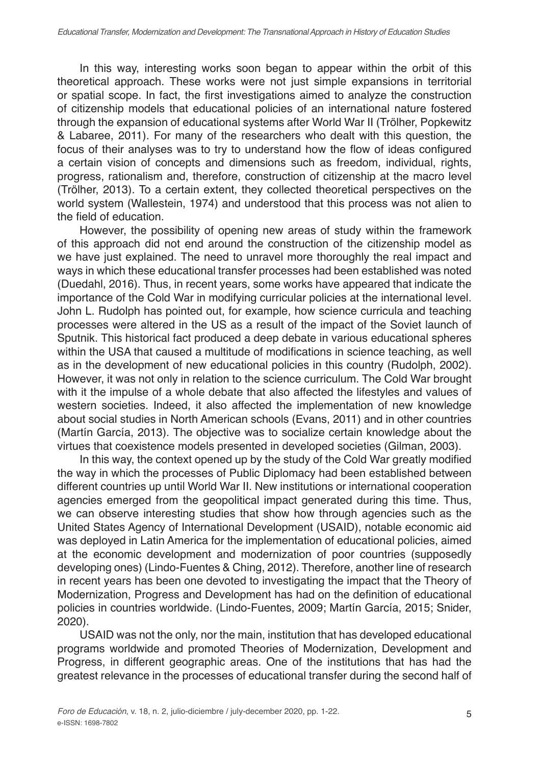In this way, interesting works soon began to appear within the orbit of this theoretical approach. These works were not just simple expansions in territorial or spatial scope. In fact, the first investigations aimed to analyze the construction of citizenship models that educational policies of an international nature fostered through the expansion of educational systems after World War II (Trölher, Popkewitz & Labaree, 2011). For many of the researchers who dealt with this question, the focus of their analyses was to try to understand how the flow of ideas configured a certain vision of concepts and dimensions such as freedom, individual, rights, progress, rationalism and, therefore, construction of citizenship at the macro level (Trölher, 2013). To a certain extent, they collected theoretical perspectives on the world system (Wallestein, 1974) and understood that this process was not alien to the field of education.

However, the possibility of opening new areas of study within the framework of this approach did not end around the construction of the citizenship model as we have just explained. The need to unravel more thoroughly the real impact and ways in which these educational transfer processes had been established was noted (Duedahl, 2016). Thus, in recent years, some works have appeared that indicate the importance of the Cold War in modifying curricular policies at the international level. John L. Rudolph has pointed out, for example, how science curricula and teaching processes were altered in the US as a result of the impact of the Soviet launch of Sputnik. This historical fact produced a deep debate in various educational spheres within the USA that caused a multitude of modifications in science teaching, as well as in the development of new educational policies in this country (Rudolph, 2002). However, it was not only in relation to the science curriculum. The Cold War brought with it the impulse of a whole debate that also affected the lifestyles and values of western societies. Indeed, it also affected the implementation of new knowledge about social studies in North American schools (Evans, 2011) and in other countries (Martín García, 2013). The objective was to socialize certain knowledge about the virtues that coexistence models presented in developed societies (Gilman, 2003).

In this way, the context opened up by the study of the Cold War greatly modified the way in which the processes of Public Diplomacy had been established between different countries up until World War II. New institutions or international cooperation agencies emerged from the geopolitical impact generated during this time. Thus, we can observe interesting studies that show how through agencies such as the United States Agency of International Development (USAID), notable economic aid was deployed in Latin America for the implementation of educational policies, aimed at the economic development and modernization of poor countries (supposedly developing ones) (Lindo-Fuentes & Ching, 2012). Therefore, another line of research in recent years has been one devoted to investigating the impact that the Theory of Modernization, Progress and Development has had on the definition of educational policies in countries worldwide. (Lindo-Fuentes, 2009; Martín García, 2015; Snider, 2020).

USAID was not the only, nor the main, institution that has developed educational programs worldwide and promoted Theories of Modernization, Development and Progress, in different geographic areas. One of the institutions that has had the greatest relevance in the processes of educational transfer during the second half of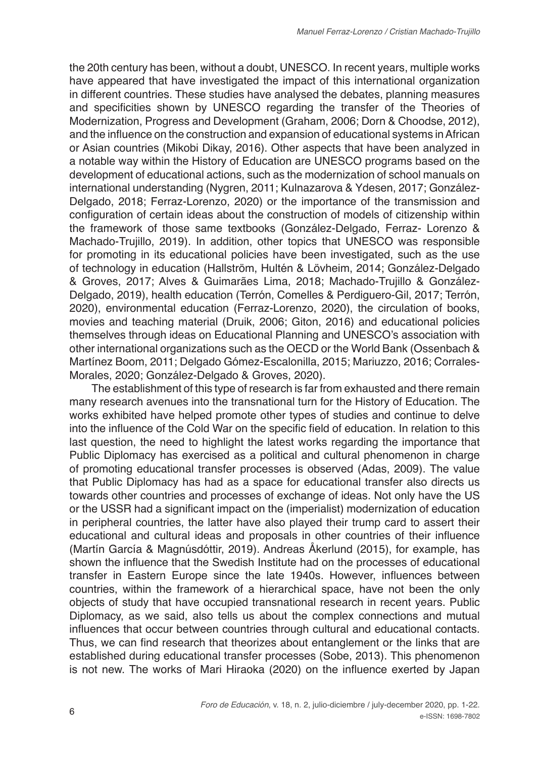the 20th century has been, without a doubt, UNESCO. In recent years, multiple works have appeared that have investigated the impact of this international organization in different countries. These studies have analysed the debates, planning measures and specificities shown by UNESCO regarding the transfer of the Theories of Modernization, Progress and Development (Graham, 2006; Dorn & Choodse, 2012), and the influence on the construction and expansion of educational systems in African or Asian countries (Mikobi Dikay, 2016). Other aspects that have been analyzed in a notable way within the History of Education are UNESCO programs based on the development of educational actions, such as the modernization of school manuals on international understanding (Nygren, 2011; Kulnazarova & Ydesen, 2017; González-Delgado, 2018; Ferraz-Lorenzo, 2020) or the importance of the transmission and configuration of certain ideas about the construction of models of citizenship within the framework of those same textbooks (González-Delgado, Ferraz- Lorenzo & Machado-Trujillo, 2019). In addition, other topics that UNESCO was responsible for promoting in its educational policies have been investigated, such as the use of technology in education (Hallström, Hultén & Lövheim, 2014; González-Delgado & Groves, 2017; Alves & Guimarães Lima, 2018; Machado-Trujillo & González-Delgado, 2019), health education (Terrón, Comelles & Perdiguero-Gil, 2017; Terrón, 2020), environmental education (Ferraz-Lorenzo, 2020), the circulation of books, movies and teaching material (Druik, 2006; Giton, 2016) and educational policies themselves through ideas on Educational Planning and UNESCO's association with other international organizations such as the OECD or the World Bank (Ossenbach & Martínez Boom, 2011; Delgado Gómez-Escalonilla, 2015; Mariuzzo, 2016; Corrales-Morales, 2020; González-Delgado & Groves, 2020).

The establishment of this type of research is far from exhausted and there remain many research avenues into the transnational turn for the History of Education. The works exhibited have helped promote other types of studies and continue to delve into the influence of the Cold War on the specific field of education. In relation to this last question, the need to highlight the latest works regarding the importance that Public Diplomacy has exercised as a political and cultural phenomenon in charge of promoting educational transfer processes is observed (Adas, 2009). The value that Public Diplomacy has had as a space for educational transfer also directs us towards other countries and processes of exchange of ideas. Not only have the US or the USSR had a significant impact on the (imperialist) modernization of education in peripheral countries, the latter have also played their trump card to assert their educational and cultural ideas and proposals in other countries of their influence (Martín García & Magnúsdóttir, 2019). Andreas Åkerlund (2015), for example, has shown the influence that the Swedish Institute had on the processes of educational transfer in Eastern Europe since the late 1940s. However, influences between countries, within the framework of a hierarchical space, have not been the only objects of study that have occupied transnational research in recent years. Public Diplomacy, as we said, also tells us about the complex connections and mutual influences that occur between countries through cultural and educational contacts. Thus, we can find research that theorizes about entanglement or the links that are established during educational transfer processes (Sobe, 2013). This phenomenon is not new. The works of Mari Hiraoka (2020) on the influence exerted by Japan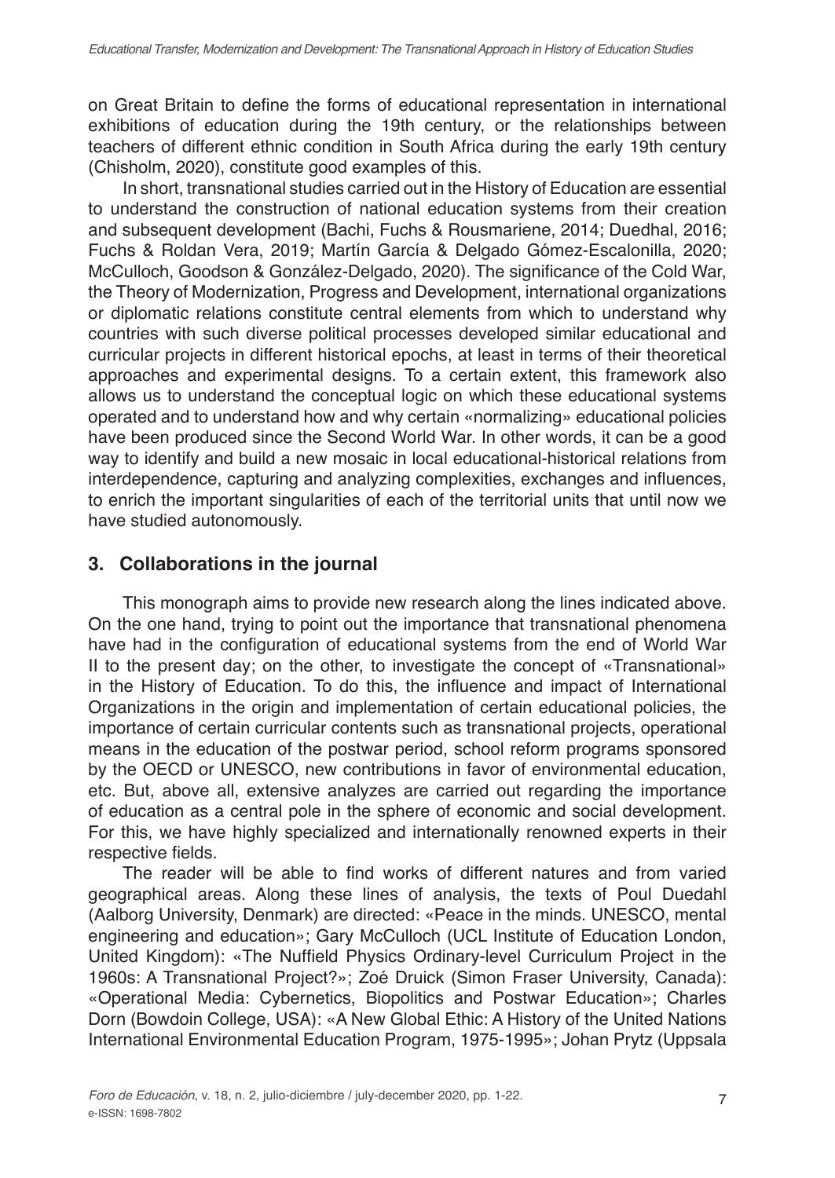on Great Britain to define the forms of educational representation in international exhibitions of education during the 19th century, or the relationships between teachers of different ethnic condition in South Africa during the early 19th century (Chisholm, 2020), constitute good examples of this.

In short, transnational studies carried out in the History of Education are essential to understand the construction of national education systems from their creation and subsequent development (Bachi, Fuchs & Rousmariene, 2014; Duedhal, 2016; Fuchs & Roldan Vera, 2019; Martín García & Delgado Gómez-Escalonilla, 2020; McCulloch, Goodson & González-Delgado, 2020). The significance of the Cold War, the Theory of Modernization, Progress and Development, international organizations or diplomatic relations constitute central elements from which to understand why countries with such diverse political processes developed similar educational and curricular projects in different historical epochs, at least in terms of their theoretical approaches and experimental designs. To a certain extent, this framework also allows us to understand the conceptual logic on which these educational systems operated and to understand how and why certain «normalizing» educational policies have been produced since the Second World War. In other words, it can be a good way to identify and build a new mosaic in local educational-historical relations from interdependence, capturing and analyzing complexities, exchanges and influences, to enrich the important singularities of each of the territorial units that until now we have studied autonomously.

## 3. Collaborations in the journal

This monograph aims to provide new research along the lines indicated above. On the one hand, trying to point out the importance that transnational phenomena have had in the configuration of educational systems from the end of World War II to the present day; on the other, to investigate the concept of «Transnational» in the History of Education. To do this, the influence and impact of International Organizations in the origin and implementation of certain educational policies, the importance of certain curricular contents such as transnational projects, operational means in the education of the postwar period, school reform programs sponsored by the OECD or UNESCO, new contributions in favor of environmental education, etc. But, above all, extensive analyzes are carried out regarding the importance of education as a central pole in the sphere of economic and social development. For this, we have highly specialized and internationally renowned experts in their respective fields.

The reader will be able to find works of different natures and from varied geographical areas. Along these lines of analysis, the texts of Poul Duedahl (Aalborg University, Denmark) are directed: «Peace in the minds. UNESCO, mental engineering and education»; Gary McCulloch (UCL Institute of Education London, United Kingdom): «The Nuffield Physics Ordinary-level Curriculum Project in the 1960s: A Transnational Project?»; Zoé Druick (Simon Fraser University, Canada): «Operational Media: Cybernetics, Biopolitics and Postwar Education»; Charles Dorn (Bowdoin College, USA): «A New Global Ethic: A History of the United Nations International Environmental Education Program, 1975-1995»; Johan Prytz (Uppsala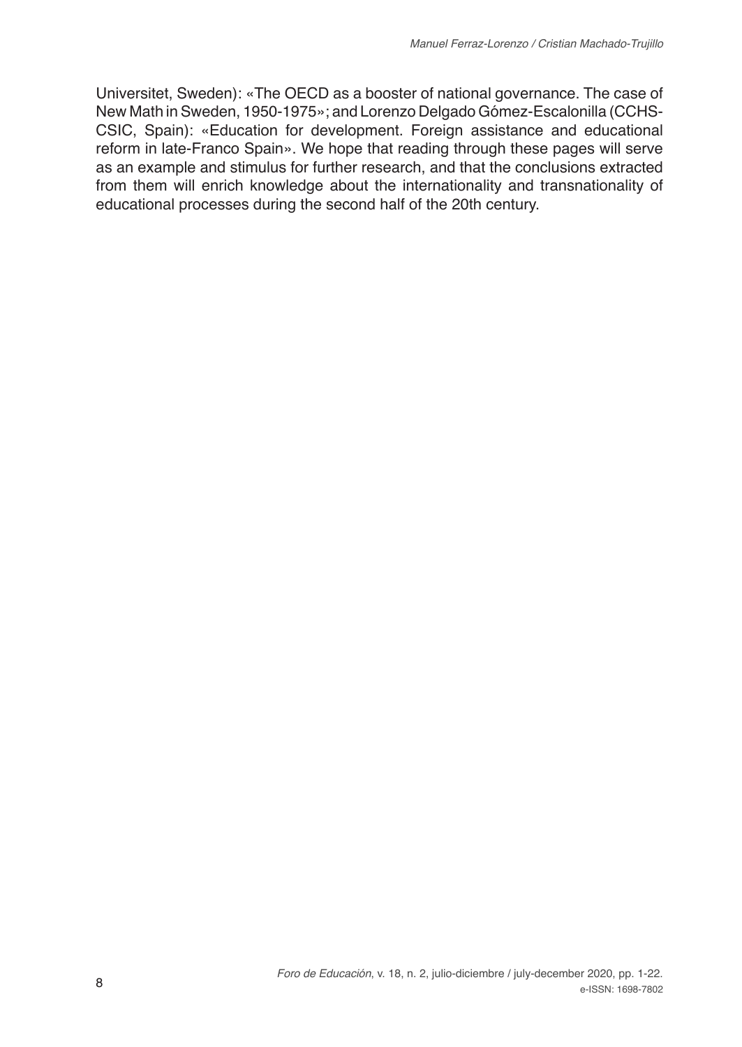Universitet, Sweden): «The OECD as a booster of national governance. The case of New Math in Sweden, 1950-1975»; and Lorenzo Delgado Gómez-Escalonilla (CCHS-CSIC, Spain): «Education for development. Foreign assistance and educational reform in late-Franco Spain». We hope that reading through these pages will serve as an example and stimulus for further research, and that the conclusions extracted from them will enrich knowledge about the internationality and transnationality of educational processes during the second half of the 20th century.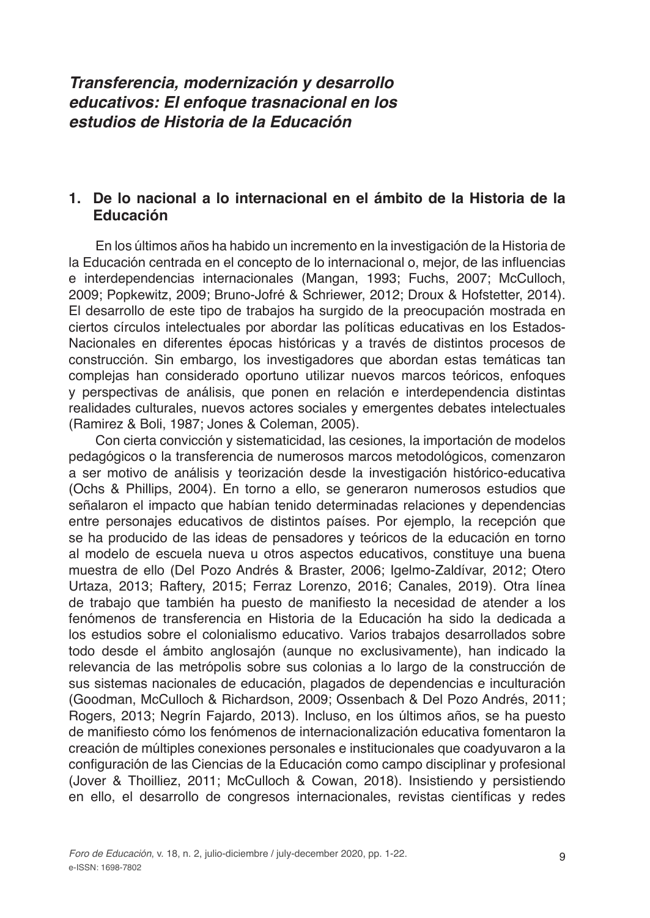## *Transferencia, modernización y desarrollo educativos: El enfoque trasnacional en los estudios de Historia de la Educación*

### 1. De lo nacional a lo internacional en el ámbito de la Historia de la Educación

En los últimos años ha habido un incremento en la investigación de la Historia de la Educación centrada en el concepto de lo internacional o, mejor, de las influencias e interdependencias internacionales (Mangan, 1993; Fuchs, 2007; McCulloch, 2009; Popkewitz, 2009; Bruno-Jofré & Schriewer, 2012; Droux & Hofstetter, 2014). El desarrollo de este tipo de trabajos ha surgido de la preocupación mostrada en ciertos círculos intelectuales por abordar las políticas educativas en los Estados-Nacionales en diferentes épocas históricas y a través de distintos procesos de construcción. Sin embargo, los investigadores que abordan estas temáticas tan complejas han considerado oportuno utilizar nuevos marcos teóricos, enfoques y perspectivas de análisis, que ponen en relación e interdependencia distintas realidades culturales, nuevos actores sociales y emergentes debates intelectuales (Ramirez & Boli, 1987; Jones & Coleman, 2005).

Con cierta convicción y sistematicidad, las cesiones, la importación de modelos pedagógicos o la transferencia de numerosos marcos metodológicos, comenzaron a ser motivo de análisis y teorización desde la investigación histórico-educativa (Ochs & Phillips, 2004). En torno a ello, se generaron numerosos estudios que señalaron el impacto que habían tenido determinadas relaciones y dependencias entre personajes educativos de distintos países. Por ejemplo, la recepción que se ha producido de las ideas de pensadores y teóricos de la educación en torno al modelo de escuela nueva u otros aspectos educativos, constituye una buena muestra de ello (Del Pozo Andrés & Braster, 2006; Igelmo-Zaldívar, 2012; Otero Urtaza, 2013; Raftery, 2015; Ferraz Lorenzo, 2016; Canales, 2019). Otra línea de trabajo que también ha puesto de manifiesto la necesidad de atender a los fenómenos de transferencia en Historia de la Educación ha sido la dedicada a los estudios sobre el colonialismo educativo. Varios trabajos desarrollados sobre todo desde el ámbito anglosajón (aunque no exclusivamente), han indicado la relevancia de las metrópolis sobre sus colonias a lo largo de la construcción de sus sistemas nacionales de educación, plagados de dependencias e inculturación (Goodman, McCulloch & Richardson, 2009; Ossenbach & Del Pozo Andrés, 2011; Rogers, 2013; Negrín Fajardo, 2013). Incluso, en los últimos años, se ha puesto de manifiesto cómo los fenómenos de internacionalización educativa fomentaron la creación de múltiples conexiones personales e institucionales que coadyuvaron a la configuración de las Ciencias de la Educación como campo disciplinar y profesional (Jover & Thoilliez, 2011; McCulloch & Cowan, 2018). Insistiendo y persistiendo en ello, el desarrollo de congresos internacionales, revistas científicas y redes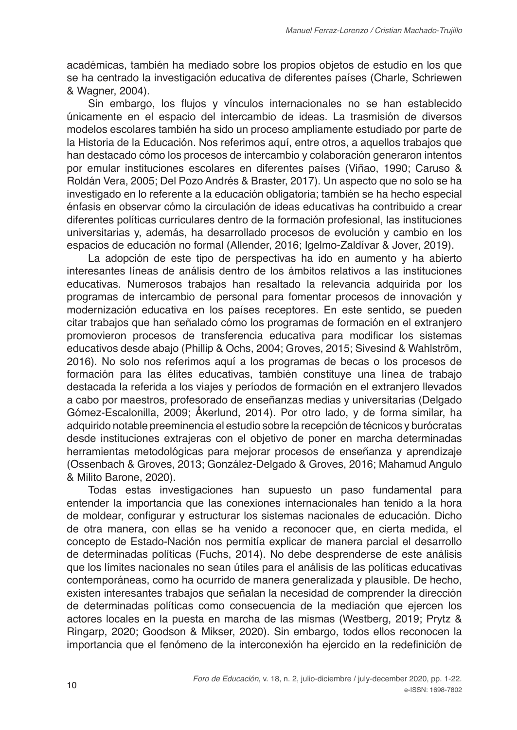académicas, también ha mediado sobre los propios objetos de estudio en los que se ha centrado la investigación educativa de diferentes países (Charle, Schriewen & Wagner, 2004).

Sin embargo, los flujos y vínculos internacionales no se han establecido únicamente en el espacio del intercambio de ideas. La trasmisión de diversos modelos escolares también ha sido un proceso ampliamente estudiado por parte de la Historia de la Educación. Nos referimos aquí, entre otros, a aquellos trabajos que han destacado cómo los procesos de intercambio y colaboración generaron intentos por emular instituciones escolares en diferentes países (Viñao, 1990; Caruso & Roldán Vera, 2005; Del Pozo Andrés & Braster, 2017). Un aspecto que no solo se ha investigado en lo referente a la educación obligatoria; también se ha hecho especial énfasis en observar cómo la circulación de ideas educativas ha contribuido a crear diferentes políticas curriculares dentro de la formación profesional, las instituciones universitarias y, además, ha desarrollado procesos de evolución y cambio en los espacios de educación no formal (Allender, 2016; Igelmo-Zaldívar & Jover, 2019).

La adopción de este tipo de perspectivas ha ido en aumento y ha abierto interesantes líneas de análisis dentro de los ámbitos relativos a las instituciones educativas. Numerosos trabajos han resaltado la relevancia adquirida por los programas de intercambio de personal para fomentar procesos de innovación y modernización educativa en los países receptores. En este sentido, se pueden citar trabajos que han señalado cómo los programas de formación en el extranjero promovieron procesos de transferencia educativa para modificar los sistemas educativos desde abajo (Phillip & Ochs, 2004; Groves, 2015; Sivesind & Wahlström, 2016). No solo nos referimos aquí a los programas de becas o los procesos de formación para las élites educativas, también constituye una línea de trabajo destacada la referida a los viajes y períodos de formación en el extranjero llevados a cabo por maestros, profesorado de enseñanzas medias y universitarias (Delgado Gómez-Escalonilla, 2009; Åkerlund, 2014). Por otro lado, y de forma similar, ha adquirido notable preeminencia el estudio sobre la recepción de técnicos y burócratas desde instituciones extrajeras con el objetivo de poner en marcha determinadas herramientas metodológicas para mejorar procesos de enseñanza y aprendizaje (Ossenbach & Groves, 2013; González-Delgado & Groves, 2016; Mahamud Angulo & Milito Barone, 2020).

Todas estas investigaciones han supuesto un paso fundamental para entender la importancia que las conexiones internacionales han tenido a la hora de moldear, configurar y estructurar los sistemas nacionales de educación. Dicho de otra manera, con ellas se ha venido a reconocer que, en cierta medida, el concepto de Estado-Nación nos permitía explicar de manera parcial el desarrollo de determinadas políticas (Fuchs, 2014). No debe desprenderse de este análisis que los límites nacionales no sean útiles para el análisis de las políticas educativas contemporáneas, como ha ocurrido de manera generalizada y plausible. De hecho, existen interesantes trabajos que señalan la necesidad de comprender la dirección de determinadas políticas como consecuencia de la mediación que ejercen los actores locales en la puesta en marcha de las mismas (Westberg, 2019; Prytz & Ringarp, 2020; Goodson & Mikser, 2020). Sin embargo, todos ellos reconocen la importancia que el fenómeno de la interconexión ha ejercido en la redefinición de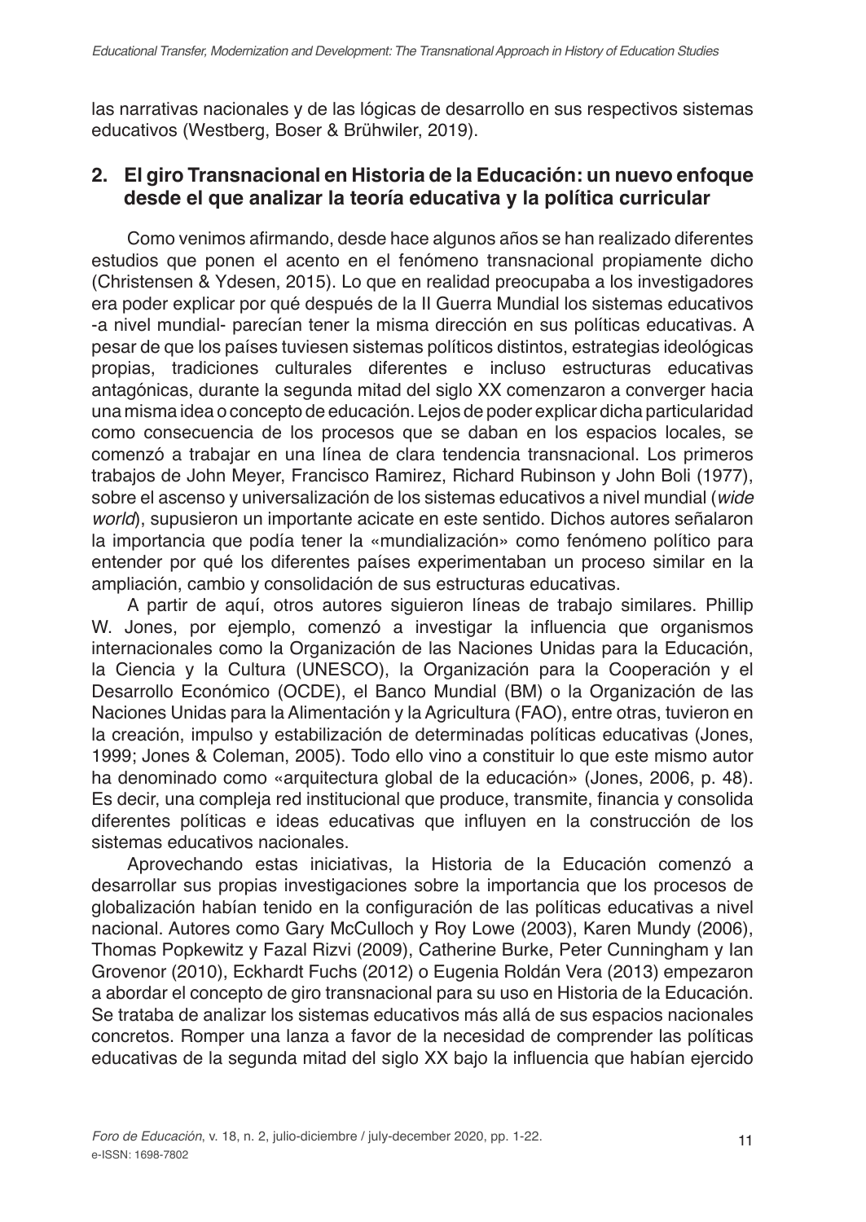las narrativas nacionales y de las lógicas de desarrollo en sus respectivos sistemas educativos (Westberg, Boser & Brühwiler, 2019).

## 2. El giro Transnacional en Historia de la Educación: un nuevo enfoque desde el que analizar la teoría educativa y la política curricular

Como venimos afirmando, desde hace algunos años se han realizado diferentes estudios que ponen el acento en el fenómeno transnacional propiamente dicho (Christensen & Ydesen, 2015). Lo que en realidad preocupaba a los investigadores era poder explicar por qué después de la II Guerra Mundial los sistemas educativos -a nivel mundial- parecían tener la misma dirección en sus políticas educativas. A pesar de que los países tuviesen sistemas políticos distintos, estrategias ideológicas propias, tradiciones culturales diferentes e incluso estructuras educativas antagónicas, durante la segunda mitad del siglo XX comenzaron a converger hacia una misma idea o concepto de educación. Lejos de poder explicar dicha particularidad como consecuencia de los procesos que se daban en los espacios locales, se comenzó a trabajar en una línea de clara tendencia transnacional. Los primeros trabajos de John Meyer, Francisco Ramirez, Richard Rubinson y John Boli (1977), sobre el ascenso y universalización de los sistemas educativos a nivel mundial (*wide world*), supusieron un importante acicate en este sentido. Dichos autores señalaron la importancia que podía tener la «mundialización» como fenómeno político para entender por qué los diferentes países experimentaban un proceso similar en la ampliación, cambio y consolidación de sus estructuras educativas.

A partir de aquí, otros autores siguieron líneas de trabajo similares. Phillip W. Jones, por ejemplo, comenzó a investigar la influencia que organismos internacionales como la Organización de las Naciones Unidas para la Educación, la Ciencia y la Cultura (UNESCO), la Organización para la Cooperación y el Desarrollo Económico (OCDE), el Banco Mundial (BM) o la Organización de las Naciones Unidas para la Alimentación y la Agricultura (FAO), entre otras, tuvieron en la creación, impulso y estabilización de determinadas políticas educativas (Jones, 1999; Jones & Coleman, 2005). Todo ello vino a constituir lo que este mismo autor ha denominado como «arquitectura global de la educación» (Jones, 2006, p. 48). Es decir, una compleja red institucional que produce, transmite, financia y consolida diferentes políticas e ideas educativas que influyen en la construcción de los sistemas educativos nacionales.

Aprovechando estas iniciativas, la Historia de la Educación comenzó a desarrollar sus propias investigaciones sobre la importancia que los procesos de globalización habían tenido en la configuración de las políticas educativas a nivel nacional. Autores como Gary McCulloch y Roy Lowe (2003), Karen Mundy (2006), Thomas Popkewitz y Fazal Rizvi (2009), Catherine Burke, Peter Cunningham y Ian Grovenor (2010), Eckhardt Fuchs (2012) o Eugenia Roldán Vera (2013) empezaron a abordar el concepto de giro transnacional para su uso en Historia de la Educación. Se trataba de analizar los sistemas educativos más allá de sus espacios nacionales concretos. Romper una lanza a favor de la necesidad de comprender las políticas educativas de la segunda mitad del siglo XX bajo la influencia que habían ejercido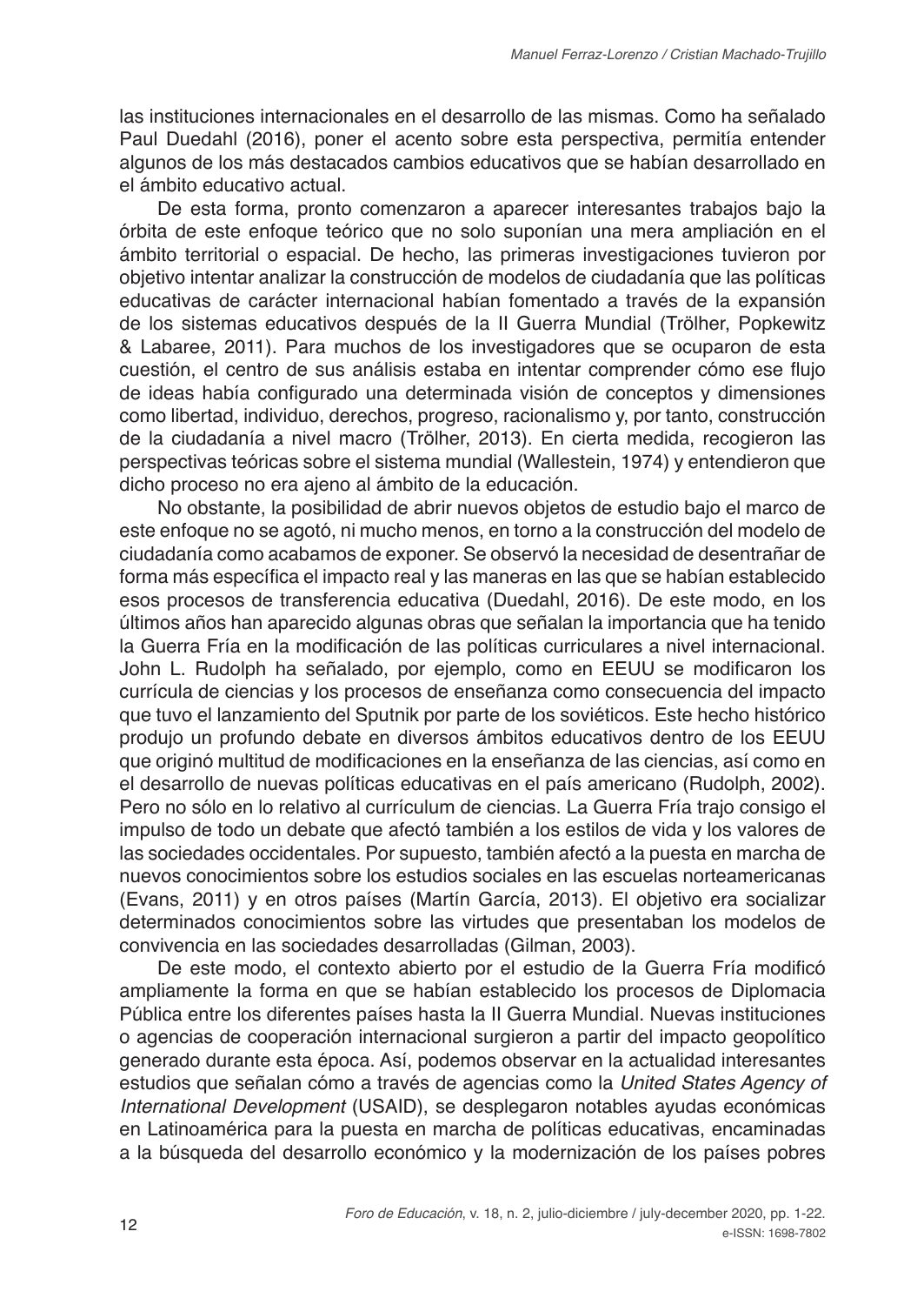las instituciones internacionales en el desarrollo de las mismas. Como ha señalado Paul Duedahl (2016), poner el acento sobre esta perspectiva, permitía entender algunos de los más destacados cambios educativos que se habían desarrollado en el ámbito educativo actual.

De esta forma, pronto comenzaron a aparecer interesantes trabajos bajo la órbita de este enfoque teórico que no solo suponían una mera ampliación en el ámbito territorial o espacial. De hecho, las primeras investigaciones tuvieron por objetivo intentar analizar la construcción de modelos de ciudadanía que las políticas educativas de carácter internacional habían fomentado a través de la expansión de los sistemas educativos después de la II Guerra Mundial (Trölher, Popkewitz & Labaree, 2011). Para muchos de los investigadores que se ocuparon de esta cuestión, el centro de sus análisis estaba en intentar comprender cómo ese flujo de ideas había configurado una determinada visión de conceptos y dimensiones como libertad, individuo, derechos, progreso, racionalismo y, por tanto, construcción de la ciudadanía a nivel macro (Trölher, 2013). En cierta medida, recogieron las perspectivas teóricas sobre el sistema mundial (Wallestein, 1974) y entendieron que dicho proceso no era ajeno al ámbito de la educación.

No obstante, la posibilidad de abrir nuevos objetos de estudio bajo el marco de este enfoque no se agotó, ni mucho menos, en torno a la construcción del modelo de ciudadanía como acabamos de exponer. Se observó la necesidad de desentrañar de forma más específica el impacto real y las maneras en las que se habían establecido esos procesos de transferencia educativa (Duedahl, 2016). De este modo, en los últimos años han aparecido algunas obras que señalan la importancia que ha tenido la Guerra Fría en la modificación de las políticas curriculares a nivel internacional. John L. Rudolph ha señalado, por ejemplo, como en EEUU se modificaron los currícula de ciencias y los procesos de enseñanza como consecuencia del impacto que tuvo el lanzamiento del Sputnik por parte de los soviéticos. Este hecho histórico produjo un profundo debate en diversos ámbitos educativos dentro de los EEUU que originó multitud de modificaciones en la enseñanza de las ciencias, así como en el desarrollo de nuevas políticas educativas en el país americano (Rudolph, 2002). Pero no sólo en lo relativo al currículum de ciencias. La Guerra Fría trajo consigo el impulso de todo un debate que afectó también a los estilos de vida y los valores de las sociedades occidentales. Por supuesto, también afectó a la puesta en marcha de nuevos conocimientos sobre los estudios sociales en las escuelas norteamericanas (Evans, 2011) y en otros países (Martín García, 2013). El objetivo era socializar determinados conocimientos sobre las virtudes que presentaban los modelos de convivencia en las sociedades desarrolladas (Gilman, 2003).

De este modo, el contexto abierto por el estudio de la Guerra Fría modificó ampliamente la forma en que se habían establecido los procesos de Diplomacia Pública entre los diferentes países hasta la II Guerra Mundial. Nuevas instituciones o agencias de cooperación internacional surgieron a partir del impacto geopolítico generado durante esta época. Así, podemos observar en la actualidad interesantes estudios que señalan cómo a través de agencias como la *United States Agency of International Development* (USAID), se desplegaron notables ayudas económicas en Latinoamérica para la puesta en marcha de políticas educativas, encaminadas a la búsqueda del desarrollo económico y la modernización de los países pobres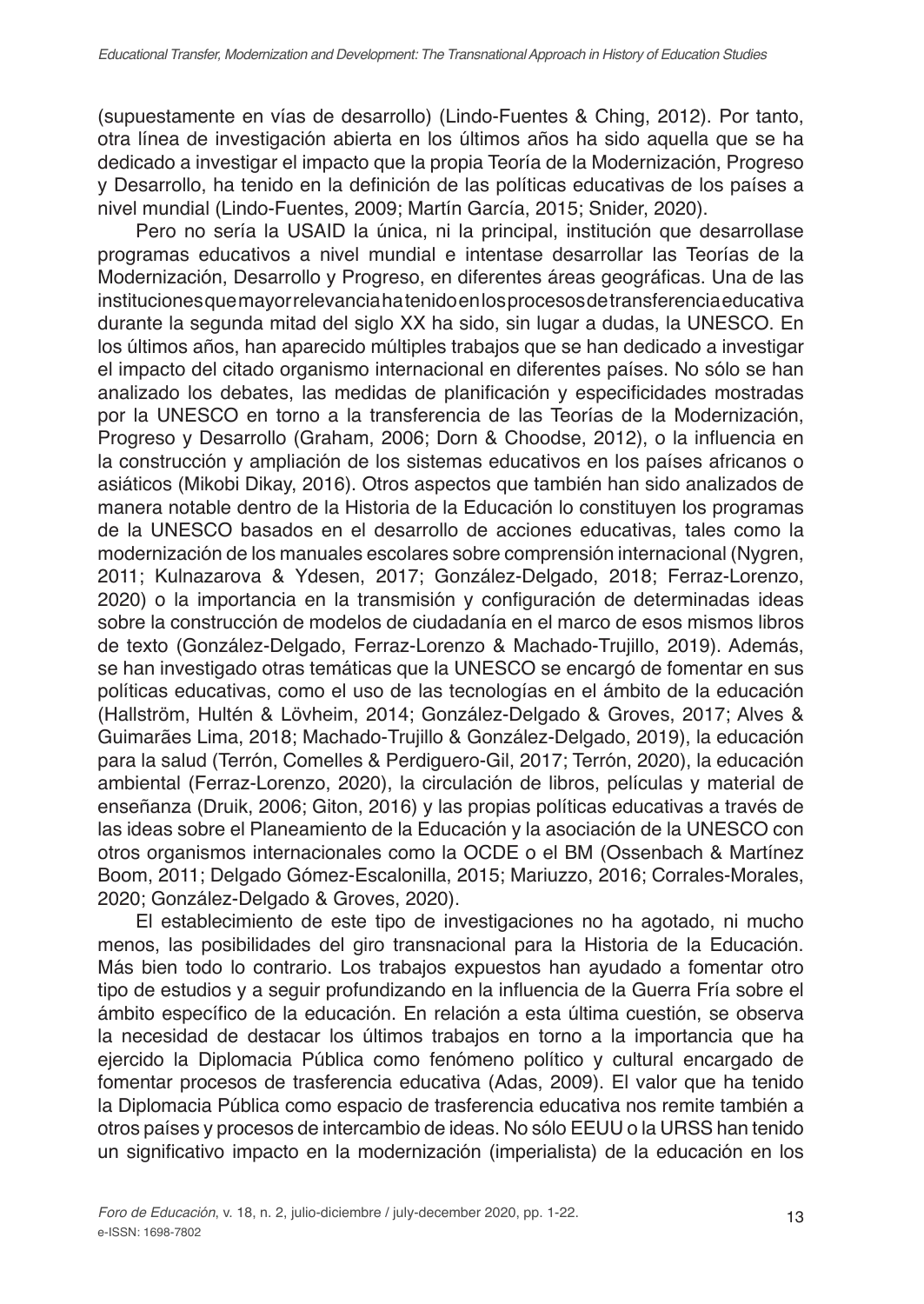(supuestamente en vías de desarrollo) (Lindo-Fuentes & Ching, 2012). Por tanto, otra línea de investigación abierta en los últimos años ha sido aquella que se ha dedicado a investigar el impacto que la propia Teoría de la Modernización, Progreso y Desarrollo, ha tenido en la definición de las políticas educativas de los países a nivel mundial (Lindo-Fuentes, 2009; Martín García, 2015; Snider, 2020).

Pero no sería la USAID la única, ni la principal, institución que desarrollase programas educativos a nivel mundial e intentase desarrollar las Teorías de la Modernización, Desarrollo y Progreso, en diferentes áreas geográficas. Una de las instituciones que mayor relevancia ha tenido en los procesos de transferencia educativa durante la segunda mitad del siglo XX ha sido, sin lugar a dudas, la UNESCO. En los últimos años, han aparecido múltiples trabajos que se han dedicado a investigar el impacto del citado organismo internacional en diferentes países. No sólo se han analizado los debates, las medidas de planificación y especificidades mostradas por la UNESCO en torno a la transferencia de las Teorías de la Modernización, Progreso y Desarrollo (Graham, 2006; Dorn & Choodse, 2012), o la influencia en la construcción y ampliación de los sistemas educativos en los países africanos o asiáticos (Mikobi Dikay, 2016). Otros aspectos que también han sido analizados de manera notable dentro de la Historia de la Educación lo constituyen los programas de la UNESCO basados en el desarrollo de acciones educativas, tales como la modernización de los manuales escolares sobre comprensión internacional (Nygren, 2011; Kulnazarova & Ydesen, 2017; González-Delgado, 2018; Ferraz-Lorenzo, 2020) o la importancia en la transmisión y configuración de determinadas ideas sobre la construcción de modelos de ciudadanía en el marco de esos mismos libros de texto (González-Delgado, Ferraz-Lorenzo & Machado-Trujillo, 2019). Además, se han investigado otras temáticas que la UNESCO se encargó de fomentar en sus políticas educativas, como el uso de las tecnologías en el ámbito de la educación (Hallström, Hultén & Lövheim, 2014; González-Delgado & Groves, 2017; Alves & Guimarães Lima, 2018; Machado-Trujillo & González-Delgado, 2019), la educación para la salud (Terrón, Comelles & Perdiguero-Gil, 2017; Terrón, 2020), la educación ambiental (Ferraz-Lorenzo, 2020), la circulación de libros, películas y material de enseñanza (Druik, 2006; Giton, 2016) y las propias políticas educativas a través de las ideas sobre el Planeamiento de la Educación y la asociación de la UNESCO con otros organismos internacionales como la OCDE o el BM (Ossenbach & Martínez Boom, 2011; Delgado Gómez-Escalonilla, 2015; Mariuzzo, 2016; Corrales-Morales, 2020; González-Delgado & Groves, 2020).

El establecimiento de este tipo de investigaciones no ha agotado, ni mucho menos, las posibilidades del giro transnacional para la Historia de la Educación. Más bien todo lo contrario. Los trabajos expuestos han ayudado a fomentar otro tipo de estudios y a seguir profundizando en la influencia de la Guerra Fría sobre el ámbito específico de la educación. En relación a esta última cuestión, se observa la necesidad de destacar los últimos trabajos en torno a la importancia que ha ejercido la Diplomacia Pública como fenómeno político y cultural encargado de fomentar procesos de trasferencia educativa (Adas, 2009). El valor que ha tenido la Diplomacia Pública como espacio de trasferencia educativa nos remite también a otros países y procesos de intercambio de ideas. No sólo EEUU o la URSS han tenido un significativo impacto en la modernización (imperialista) de la educación en los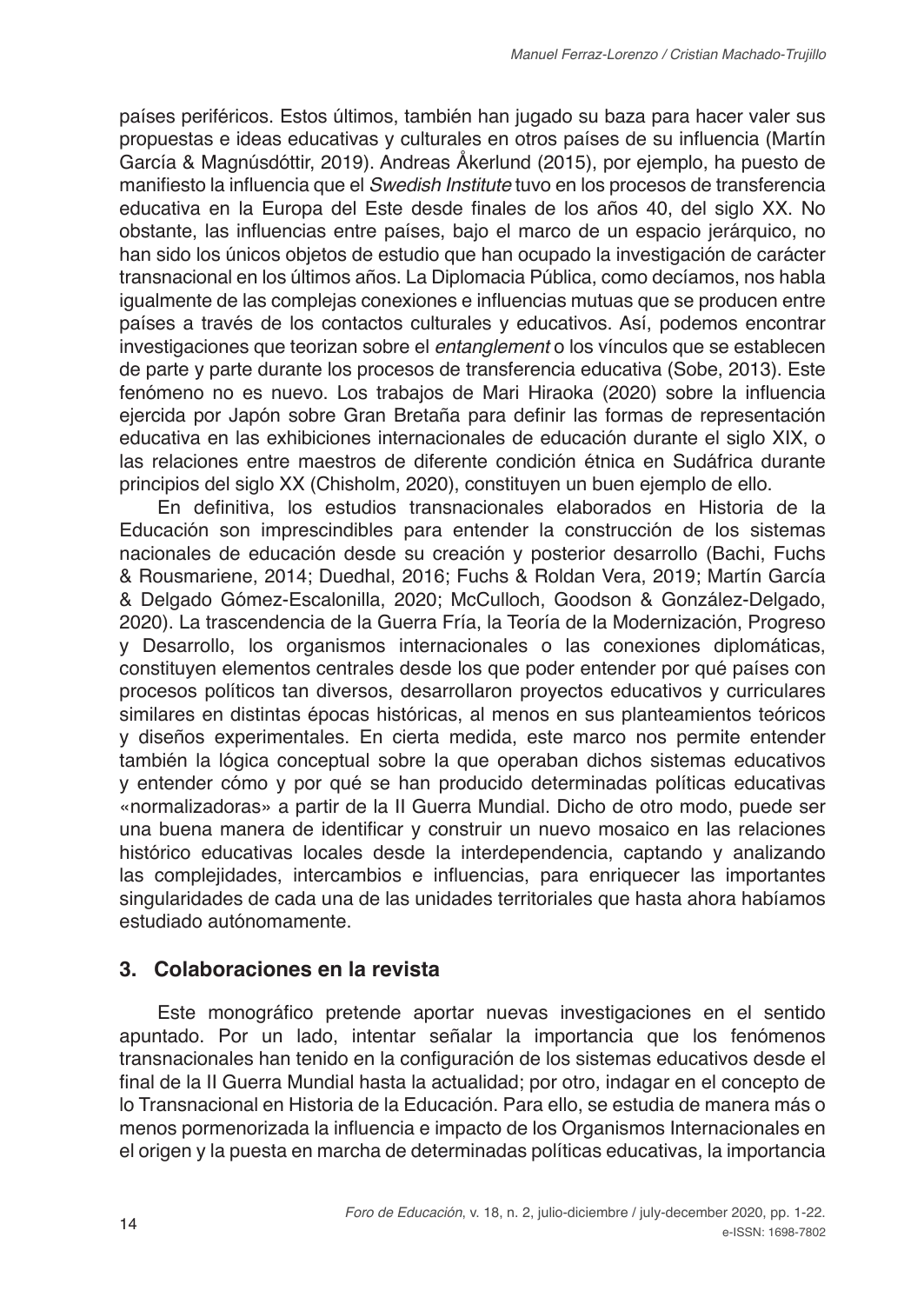países periféricos. Estos últimos, también han jugado su baza para hacer valer sus propuestas e ideas educativas y culturales en otros países de su influencia (Martín García & Magnúsdóttir, 2019). Andreas Åkerlund (2015), por ejemplo, ha puesto de manifiesto la influencia que el *Swedish Institute* tuvo en los procesos de transferencia educativa en la Europa del Este desde finales de los años 40, del siglo XX. No obstante, las influencias entre países, bajo el marco de un espacio jerárquico, no han sido los únicos objetos de estudio que han ocupado la investigación de carácter transnacional en los últimos años. La Diplomacia Pública, como decíamos, nos habla igualmente de las complejas conexiones e influencias mutuas que se producen entre países a través de los contactos culturales y educativos. Así, podemos encontrar investigaciones que teorizan sobre el *entanglement* o los vínculos que se establecen de parte y parte durante los procesos de transferencia educativa (Sobe, 2013). Este fenómeno no es nuevo. Los trabajos de Mari Hiraoka (2020) sobre la influencia ejercida por Japón sobre Gran Bretaña para definir las formas de representación educativa en las exhibiciones internacionales de educación durante el siglo XIX, o las relaciones entre maestros de diferente condición étnica en Sudáfrica durante principios del siglo XX (Chisholm, 2020), constituyen un buen ejemplo de ello.

En definitiva, los estudios transnacionales elaborados en Historia de la Educación son imprescindibles para entender la construcción de los sistemas nacionales de educación desde su creación y posterior desarrollo (Bachi, Fuchs & Rousmariene, 2014; Duedhal, 2016; Fuchs & Roldan Vera, 2019; Martín García & Delgado Gómez-Escalonilla, 2020; McCulloch, Goodson & González-Delgado, 2020). La trascendencia de la Guerra Fría, la Teoría de la Modernización, Progreso y Desarrollo, los organismos internacionales o las conexiones diplomáticas, constituyen elementos centrales desde los que poder entender por qué países con procesos políticos tan diversos, desarrollaron proyectos educativos y curriculares similares en distintas épocas históricas, al menos en sus planteamientos teóricos y diseños experimentales. En cierta medida, este marco nos permite entender también la lógica conceptual sobre la que operaban dichos sistemas educativos y entender cómo y por qué se han producido determinadas políticas educativas «normalizadoras» a partir de la II Guerra Mundial. Dicho de otro modo, puede ser una buena manera de identificar y construir un nuevo mosaico en las relaciones histórico educativas locales desde la interdependencia, captando y analizando las complejidades, intercambios e influencias, para enriquecer las importantes singularidades de cada una de las unidades territoriales que hasta ahora habíamos estudiado autónomamente.

## 3. Colaboraciones en la revista

Este monográfico pretende aportar nuevas investigaciones en el sentido apuntado. Por un lado, intentar señalar la importancia que los fenómenos transnacionales han tenido en la configuración de los sistemas educativos desde el final de la II Guerra Mundial hasta la actualidad; por otro, indagar en el concepto de lo Transnacional en Historia de la Educación. Para ello, se estudia de manera más o menos pormenorizada la influencia e impacto de los Organismos Internacionales en el origen y la puesta en marcha de determinadas políticas educativas, la importancia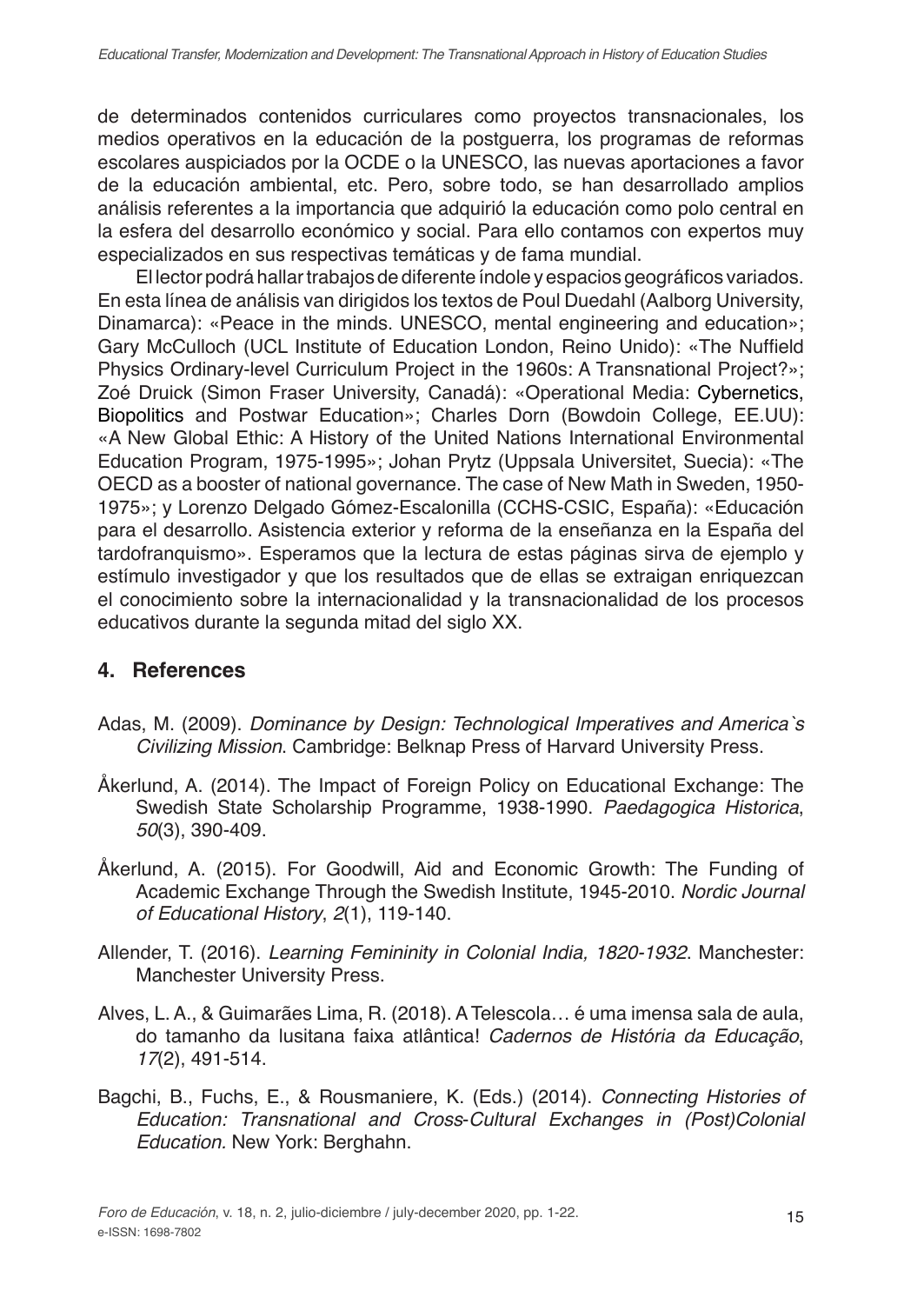de determinados contenidos curriculares como proyectos transnacionales, los medios operativos en la educación de la postguerra, los programas de reformas escolares auspiciados por la OCDE o la UNESCO, las nuevas aportaciones a favor de la educación ambiental, etc. Pero, sobre todo, se han desarrollado amplios análisis referentes a la importancia que adquirió la educación como polo central en la esfera del desarrollo económico y social. Para ello contamos con expertos muy especializados en sus respectivas temáticas y de fama mundial.

El lector podrá hallar trabajos de diferente índole y espacios geográficos variados. En esta línea de análisis van dirigidos los textos de Poul Duedahl (Aalborg University, Dinamarca): «Peace in the minds. UNESCO, mental engineering and education»; Gary McCulloch (UCL Institute of Education London, Reino Unido): «The Nuffield Physics Ordinary-level Curriculum Project in the 1960s: A Transnational Project?»; Zoé Druick (Simon Fraser University, Canadá): «Operational Media: Cybernetics, Biopolitics and Postwar Education»; Charles Dorn (Bowdoin College, EE.UU): «A New Global Ethic: A History of the United Nations International Environmental Education Program, 1975-1995»; Johan Prytz (Uppsala Universitet, Suecia): «The OECD as a booster of national governance. The case of New Math in Sweden, 1950-1975»; y Lorenzo Delgado Gómez-Escalonilla (CCHS-CSIC, España): «Educación para el desarrollo. Asistencia exterior y reforma de la enseñanza en la España del tardofranquismo». Esperamos que la lectura de estas páginas sirva de ejemplo y estímulo investigador y que los resultados que de ellas se extraigan enriquezcan el conocimiento sobre la internacionalidad y la transnacionalidad de los procesos educativos durante la segunda mitad del siglo XX.

## 4. References

Adas, M. (2009). *Dominance by Design: Technological Imperatives and America`s Civilizing Mission*. Cambridge: Belknap Press of Harvard University Press.

Åkerlund, A. (2014). The Impact of Foreign Policy on Educational Exchange: The Swedish State Scholarship Programme, 1938-1990. *Paedagogica Historica*, *50*(3), 390-409.

Åkerlund, A. (2015). For Goodwill, Aid and Economic Growth: The Funding of Academic Exchange Through the Swedish Institute, 1945-2010. *Nordic Journal of Educational History*, *2*(1), 119-140.

Allender, T. (2016). *Learning Femininity in Colonial India, 1820-1932*. Manchester: Manchester University Press.

Alves, L. A., & Guimarães Lima, R. (2018). A Telescola… é uma imensa sala de aula, do tamanho da lusitana faixa atlântica! *Cadernos de História da Educação*, *17*(2), 491-514.

Bagchi, B., Fuchs, E., & Rousmaniere, K. (Eds.) (2014). *Connecting Histories of Education: Transnational and Cross-Cultural Exchanges in (Post)Colonial Education.* New York: Berghahn.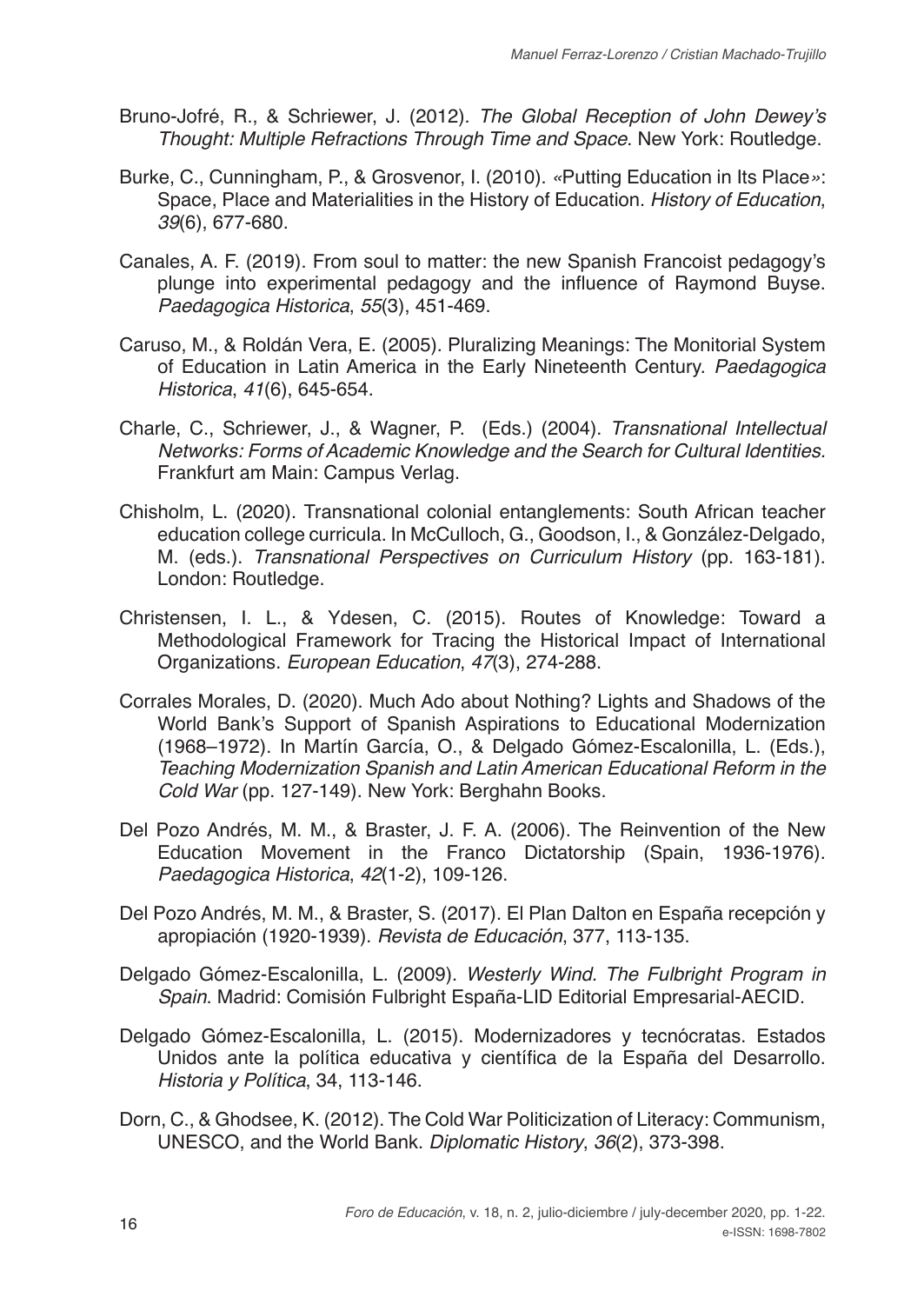Bruno-Jofré, R., & Schriewer, J. (2012). *The Global Reception of John Dewey's Thought: Multiple Refractions Through Time and Space*. New York: Routledge.

Burke, C., Cunningham, P., & Grosvenor, I. (2010). «Putting Education in Its Place»: Space, Place and Materialities in the History of Education. *History of Education*, *39*(6), 677-680.

Canales, A. F. (2019). From soul to matter: the new Spanish Francoist pedagogy's plunge into experimental pedagogy and the influence of Raymond Buyse. *Paedagogica Historica*, *55*(3), 451-469.

Caruso, M., & Roldán Vera, E. (2005). Pluralizing Meanings: The Monitorial System of Education in Latin America in the Early Nineteenth Century. *Paedagogica Historica*, *41*(6), 645-654.

Charle, C., Schriewer, J., & Wagner, P. (Eds.) (2004). *Transnational Intellectual Networks: Forms of Academic Knowledge and the Search for Cultural Identities.* Frankfurt am Main: Campus Verlag.

Chisholm, L. (2020). Transnational colonial entanglements: South African teacher education college curricula. In McCulloch, G., Goodson, I., & González-Delgado, M. (eds.). *Transnational Perspectives on Curriculum History* (pp. 163-181). London: Routledge.

Christensen, I. L., & Ydesen, C. (2015). Routes of Knowledge: Toward a Methodological Framework for Tracing the Historical Impact of International Organizations. *European Education*, *47*(3), 274-288.

Corrales Morales, D. (2020). Much Ado about Nothing? Lights and Shadows of the World Bank's Support of Spanish Aspirations to Educational Modernization (1968–1972). In Martín García, O., & Delgado Gómez-Escalonilla, L. (Eds.), *Teaching Modernization Spanish and Latin American Educational Reform in the Cold War* (pp. 127-149). New York: Berghahn Books.

Del Pozo Andrés, M. M., & Braster, J. F. A. (2006). The Reinvention of the New Education Movement in the Franco Dictatorship (Spain, 1936-1976). *Paedagogica Historica*, *42*(1-2), 109-126.

Del Pozo Andrés, M. M., & Braster, S. (2017). El Plan Dalton en España recepción y apropiación (1920-1939). *Revista de Educación*, 377, 113-135.

Delgado Gómez-Escalonilla, L. (2009). *Westerly Wind. The Fulbright Program in Spain*. Madrid: Comisión Fulbright España-LID Editorial Empresarial-AECID.

Delgado Gómez-Escalonilla, L. (2015). Modernizadores y tecnócratas. Estados Unidos ante la política educativa y científica de la España del Desarrollo. *Historia y Política*, 34, 113-146.

Dorn, C., & Ghodsee, K. (2012). The Cold War Politicization of Literacy: Communism, UNESCO, and the World Bank. *Diplomatic History*, *36*(2), 373-398.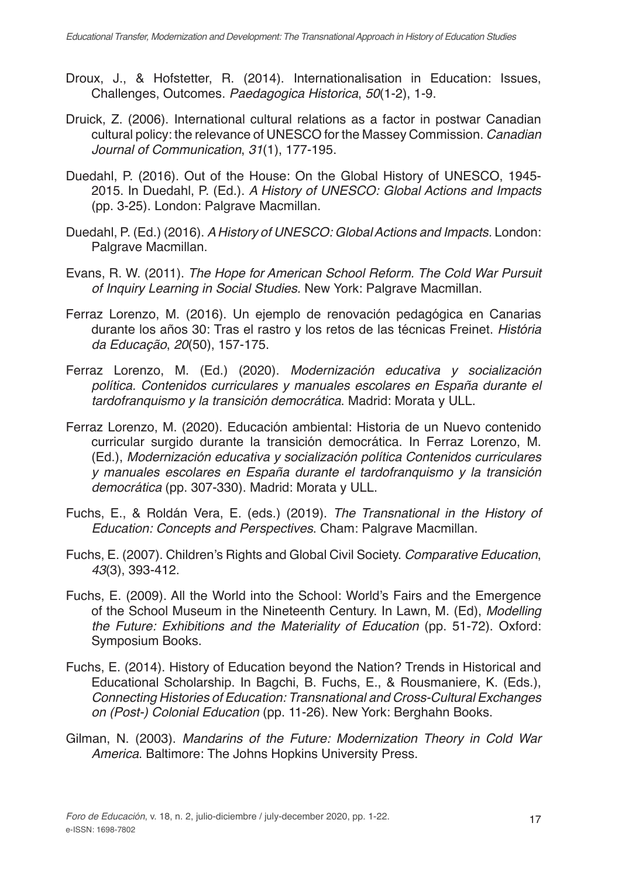Droux, J., & Hofstetter, R. (2014). Internationalisation in Education: Issues, Challenges, Outcomes. *Paedagogica Historica*, *50*(1-2), 1-9.

Druick, Z. (2006). International cultural relations as a factor in postwar Canadian cultural policy: the relevance of UNESCO for the Massey Commission. *Canadian Journal of Communication*, *31*(1), 177-195.

Duedahl, P. (2016). Out of the House: On the Global History of UNESCO, 1945-2015. In Duedahl, P. (Ed.). *A History of UNESCO: Global Actions and Impacts* (pp. 3-25). London: Palgrave Macmillan.

Duedahl, P. (Ed.) (2016). *A History of UNESCO: Global Actions and Impacts.* London: Palgrave Macmillan.

Evans, R. W. (2011). *The Hope for American School Reform. The Cold War Pursuit of Inquiry Learning in Social Studies.* New York: Palgrave Macmillan.

Ferraz Lorenzo, M. (2016). Un ejemplo de renovación pedagógica en Canarias durante los años 30: Tras el rastro y los retos de las técnicas Freinet. *História da Educação*, *20*(50), 157-175.

Ferraz Lorenzo, M. (Ed.) (2020). *Modernización educativa y socialización política. Contenidos curriculares y manuales escolares en España durante el tardofranquismo y la transición democrática*. Madrid: Morata y ULL.

Ferraz Lorenzo, M. (2020). Educación ambiental: Historia de un Nuevo contenido curricular surgido durante la transición democrática. In Ferraz Lorenzo, M. (Ed.), *Modernización educativa y socialización política Contenidos curriculares y manuales escolares en España durante el tardofranquismo y la transición democrática* (pp. 307-330). Madrid: Morata y ULL.

Fuchs, E., & Roldán Vera, E. (eds.) (2019). *The Transnational in the History of Education: Concepts and Perspectives*. Cham: Palgrave Macmillan.

Fuchs, E. (2007). Children's Rights and Global Civil Society. *Comparative Education*, *43*(3), 393-412.

Fuchs, E. (2009). All the World into the School: World's Fairs and the Emergence of the School Museum in the Nineteenth Century. In Lawn, M. (Ed), *Modelling the Future: Exhibitions and the Materiality of Education* (pp. 51-72). Oxford: Symposium Books.

Fuchs, E. (2014). History of Education beyond the Nation? Trends in Historical and Educational Scholarship. In Bagchi, B. Fuchs, E., & Rousmaniere, K. (Eds.), *Connecting Histories of Education: Transnational and Cross-Cultural Exchanges on (Post-) Colonial Education* (pp. 11-26). New York: Berghahn Books.

Gilman, N. (2003). *Mandarins of the Future: Modernization Theory in Cold War America*. Baltimore: The Johns Hopkins University Press.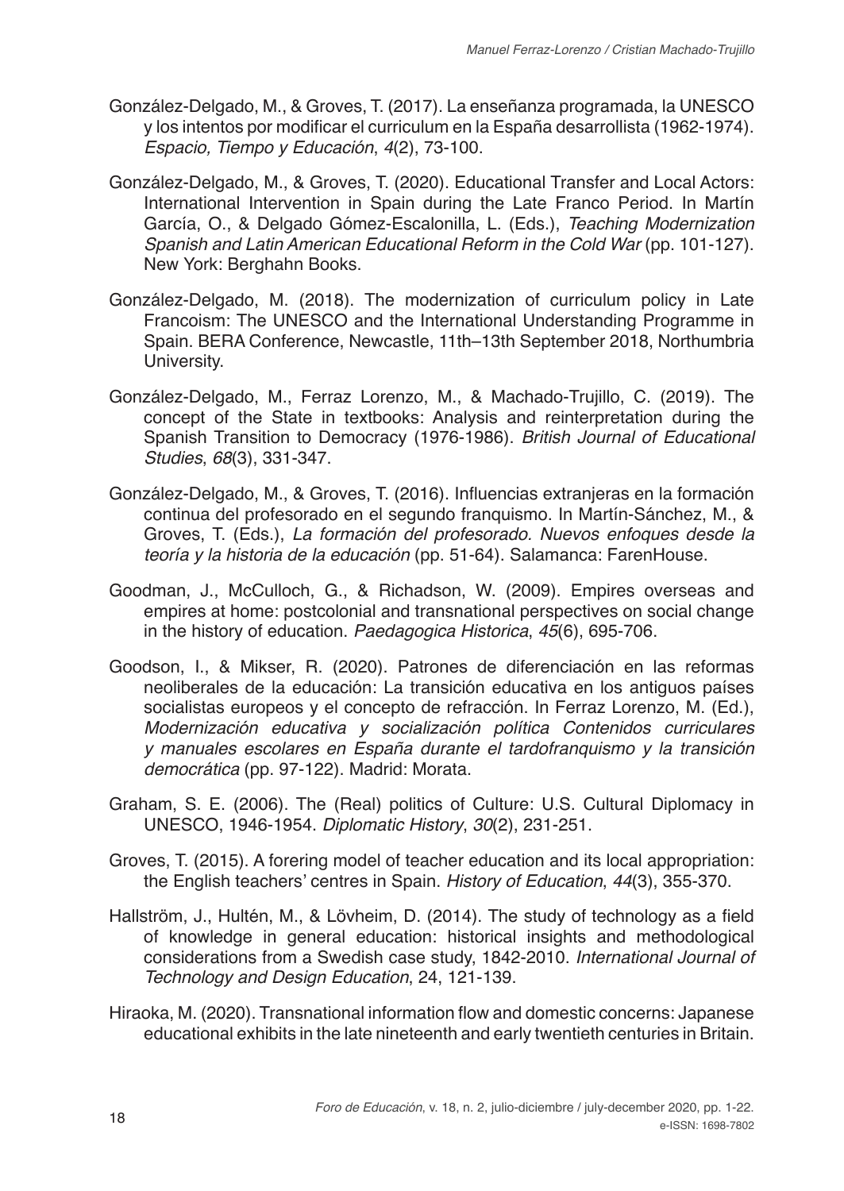González-Delgado, M., & Groves, T. (2017). La enseñanza programada, la UNESCO y los intentos por modificar el curriculum en la España desarrollista (1962-1974). *Espacio, Tiempo y Educación*, *4*(2), 73-100.

González-Delgado, M., & Groves, T. (2020). Educational Transfer and Local Actors: International Intervention in Spain during the Late Franco Period. In Martín García, O., & Delgado Gómez-Escalonilla, L. (Eds.), *Teaching Modernization Spanish and Latin American Educational Reform in the Cold War* (pp. 101-127). New York: Berghahn Books.

González-Delgado, M. (2018). The modernization of curriculum policy in Late Francoism: The UNESCO and the International Understanding Programme in Spain. BERA Conference, Newcastle, 11th–13th September 2018, Northumbria University.

González-Delgado, M., Ferraz Lorenzo, M., & Machado-Trujillo, C. (2019). The concept of the State in textbooks: Analysis and reinterpretation during the Spanish Transition to Democracy (1976-1986). *British Journal of Educational Studies*, *68*(3), 331-347.

González-Delgado, M., & Groves, T. (2016). Influencias extranjeras en la formación continua del profesorado en el segundo franquismo. In Martín-Sánchez, M., & Groves, T. (Eds.), *La formación del profesorado. Nuevos enfoques desde la teoría y la historia de la educación* (pp. 51-64). Salamanca: FarenHouse.

Goodman, J., McCulloch, G., & Richadson, W. (2009). Empires overseas and empires at home: postcolonial and transnational perspectives on social change in the history of education. *Paedagogica Historica*, *45*(6), 695-706.

Goodson, I., & Mikser, R. (2020). Patrones de diferenciación en las reformas neoliberales de la educación: La transición educativa en los antiguos países socialistas europeos y el concepto de refracción. In Ferraz Lorenzo, M. (Ed.), *Modernización educativa y socialización política Contenidos curriculares y manuales escolares en España durante el tardofranquismo y la transición democrática* (pp. 97-122). Madrid: Morata.

Graham, S. E. (2006). The (Real) politics of Culture: U.S. Cultural Diplomacy in UNESCO, 1946-1954. *Diplomatic History*, *30*(2), 231-251.

Groves, T. (2015). A forering model of teacher education and its local appropriation: the English teachers' centres in Spain. *History of Education*, *44*(3), 355-370.

Hallström, J., Hultén, M., & Lövheim, D. (2014). The study of technology as a field of knowledge in general education: historical insights and methodological considerations from a Swedish case study, 1842-2010. *International Journal of Technology and Design Education*, 24, 121-139.

Hiraoka, M. (2020). Transnational information flow and domestic concerns: Japanese educational exhibits in the late nineteenth and early twentieth centuries in Britain.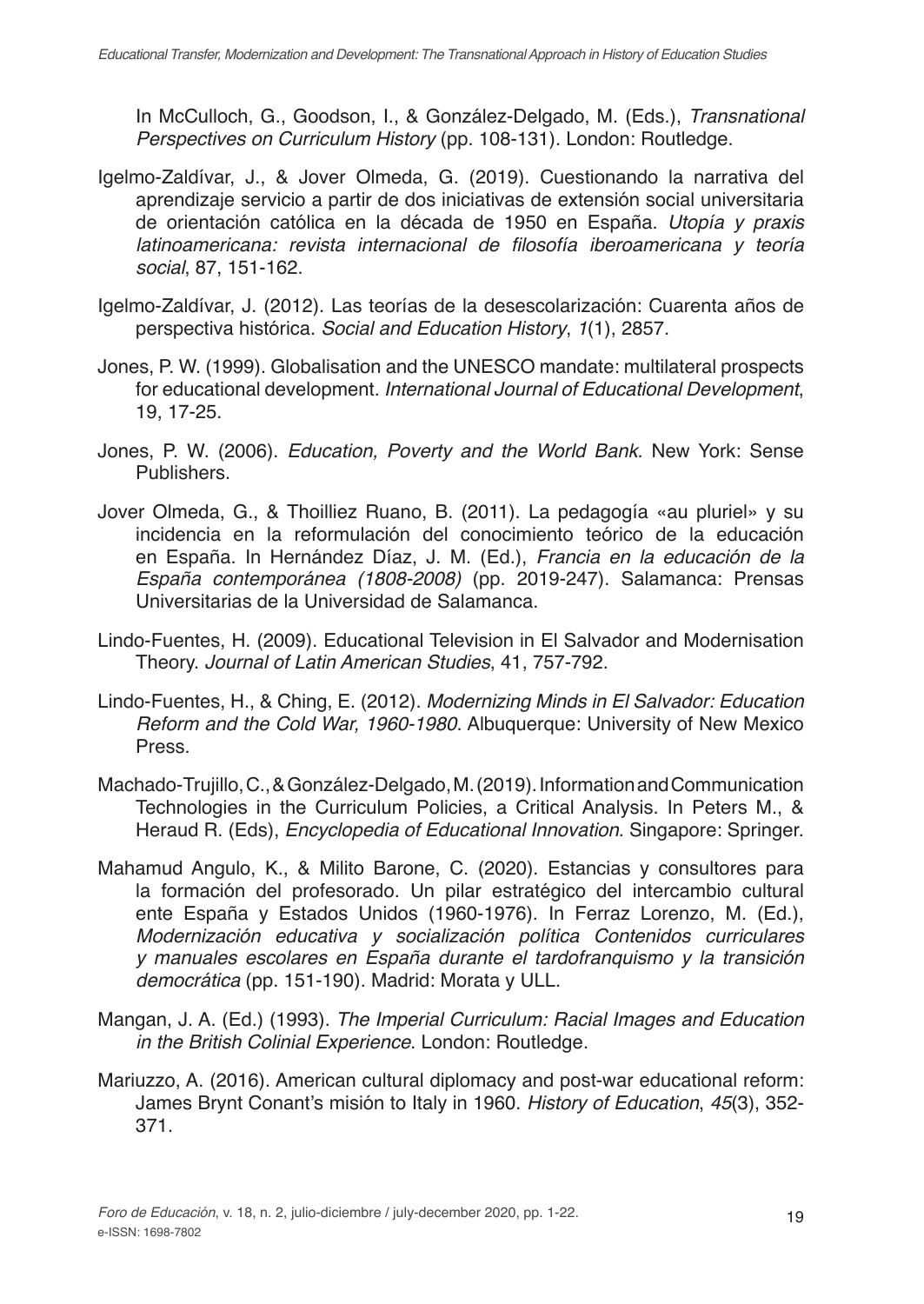In McCulloch, G., Goodson, I., & González-Delgado, M. (Eds.), *Transnational Perspectives on Curriculum History* (pp. 108-131). London: Routledge.

Igelmo-Zaldívar, J., & Jover Olmeda, G. (2019). Cuestionando la narrativa del aprendizaje servicio a partir de dos iniciativas de extensión social universitaria de orientación católica en la década de 1950 en España. *Utopía y praxis latinoamericana: revista internacional de filosofía iberoamericana y teoría social*, 87, 151-162.

Igelmo-Zaldívar, J. (2012). Las teorías de la desescolarización: Cuarenta años de perspectiva histórica. *Social and Education History*, *1*(1), 2857.

Jones, P. W. (1999). Globalisation and the UNESCO mandate: multilateral prospects for educational development. *International Journal of Educational Development*, 19, 17-25.

Jones, P. W. (2006). *Education, Poverty and the World Bank*. New York: Sense Publishers.

Jover Olmeda, G., & Thoilliez Ruano, B. (2011). La pedagogía «au pluriel» y su incidencia en la reformulación del conocimiento teórico de la educación en España. In Hernández Díaz, J. M. (Ed.), *Francia en la educación de la España contemporánea (1808-2008)* (pp. 2019-247). Salamanca: Prensas Universitarias de la Universidad de Salamanca.

Lindo-Fuentes, H. (2009). Educational Television in El Salvador and Modernisation Theory. *Journal of Latin American Studies*, 41, 757-792.

Lindo-Fuentes, H., & Ching, E. (2012). *Modernizing Minds in El Salvador: Education Reform and the Cold War, 1960-1980*. Albuquerque: University of New Mexico Press.

Machado-Trujillo, C., & González-Delgado, M. (2019). Information and Communication Technologies in the Curriculum Policies, a Critical Analysis. In Peters M., & Heraud R. (Eds), *Encyclopedia of Educational Innovation*. Singapore: Springer.

Mahamud Angulo, K., & Milito Barone, C. (2020). Estancias y consultores para la formación del profesorado. Un pilar estratégico del intercambio cultural ente España y Estados Unidos (1960-1976). In Ferraz Lorenzo, M. (Ed.), *Modernización educativa y socialización política Contenidos curriculares y manuales escolares en España durante el tardofranquismo y la transición democrática* (pp. 151-190). Madrid: Morata y ULL.

Mangan, J. A. (Ed.) (1993). *The Imperial Curriculum: Racial Images and Education in the British Colinial Experience*. London: Routledge.

Mariuzzo, A. (2016). American cultural diplomacy and post-war educational reform: James Brynt Conant's misión to Italy in 1960. *History of Education*, *45*(3), 352-371.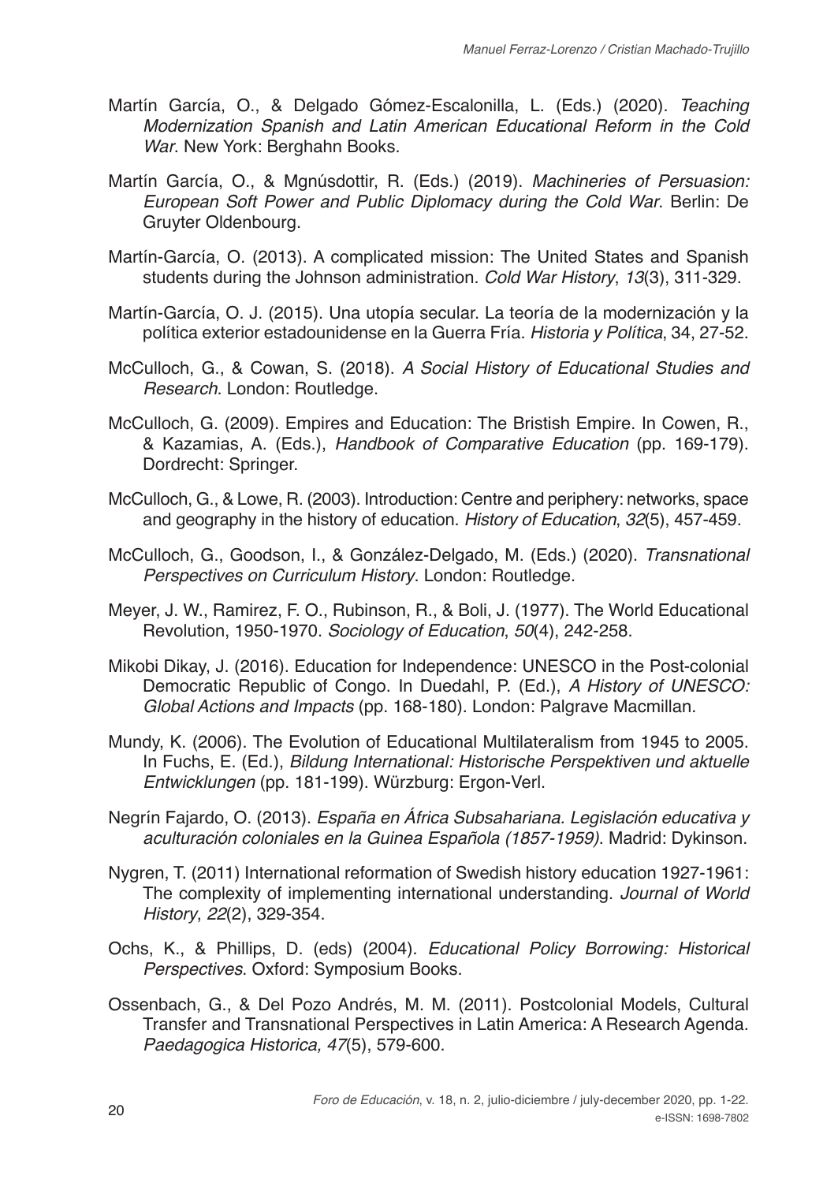Martín García, O., & Delgado Gómez-Escalonilla, L. (Eds.) (2020). *Teaching Modernization Spanish and Latin American Educational Reform in the Cold War*. New York: Berghahn Books.

Martín García, O., & Mgnúsdottir, R. (Eds.) (2019). *Machineries of Persuasion: European Soft Power and Public Diplomacy during the Cold War*. Berlin: De Gruyter Oldenbourg.

Martín-García, O. (2013). A complicated mission: The United States and Spanish students during the Johnson administration. *Cold War History*, *13*(3), 311-329.

Martín-García, O. J. (2015). Una utopía secular. La teoría de la modernización y la política exterior estadounidense en la Guerra Fría. *Historia y Política*, 34, 27-52.

McCulloch, G., & Cowan, S. (2018). *A Social History of Educational Studies and Research*. London: Routledge.

McCulloch, G. (2009). Empires and Education: The Bristish Empire. In Cowen, R., & Kazamias, A. (Eds.), *Handbook of Comparative Education* (pp. 169-179). Dordrecht: Springer.

McCulloch, G., & Lowe, R. (2003). Introduction: Centre and periphery: networks, space and geography in the history of education. *History of Education*, *32*(5), 457-459.

McCulloch, G., Goodson, I., & González-Delgado, M. (Eds.) (2020). *Transnational Perspectives on Curriculum History*. London: Routledge.

Meyer, J. W., Ramirez, F. O., Rubinson, R., & Boli, J. (1977). The World Educational Revolution, 1950-1970. *Sociology of Education*, *50*(4), 242-258.

Mikobi Dikay, J. (2016). Education for Independence: UNESCO in the Post-colonial Democratic Republic of Congo. In Duedahl, P. (Ed.), *A History of UNESCO: Global Actions and Impacts* (pp. 168-180). London: Palgrave Macmillan.

Mundy, K. (2006). The Evolution of Educational Multilateralism from 1945 to 2005. In Fuchs, E. (Ed.), *Bildung International: Historische Perspektiven und aktuelle Entwicklungen* (pp. 181-199). Würzburg: Ergon-Verl.

Negrín Fajardo, O. (2013). *España en África Subsahariana. Legislación educativa y aculturación coloniales en la Guinea Española (1857-1959)*. Madrid: Dykinson.

Nygren, T. (2011) International reformation of Swedish history education 1927-1961: The complexity of implementing international understanding. *Journal of World History*, *22*(2), 329-354.

Ochs, K., & Phillips, D. (eds) (2004). *Educational Policy Borrowing: Historical Perspectives*. Oxford: Symposium Books.

Ossenbach, G., & Del Pozo Andrés, M. M. (2011). Postcolonial Models, Cultural Transfer and Transnational Perspectives in Latin America: A Research Agenda. *Paedagogica Historica, 47*(5), 579-600.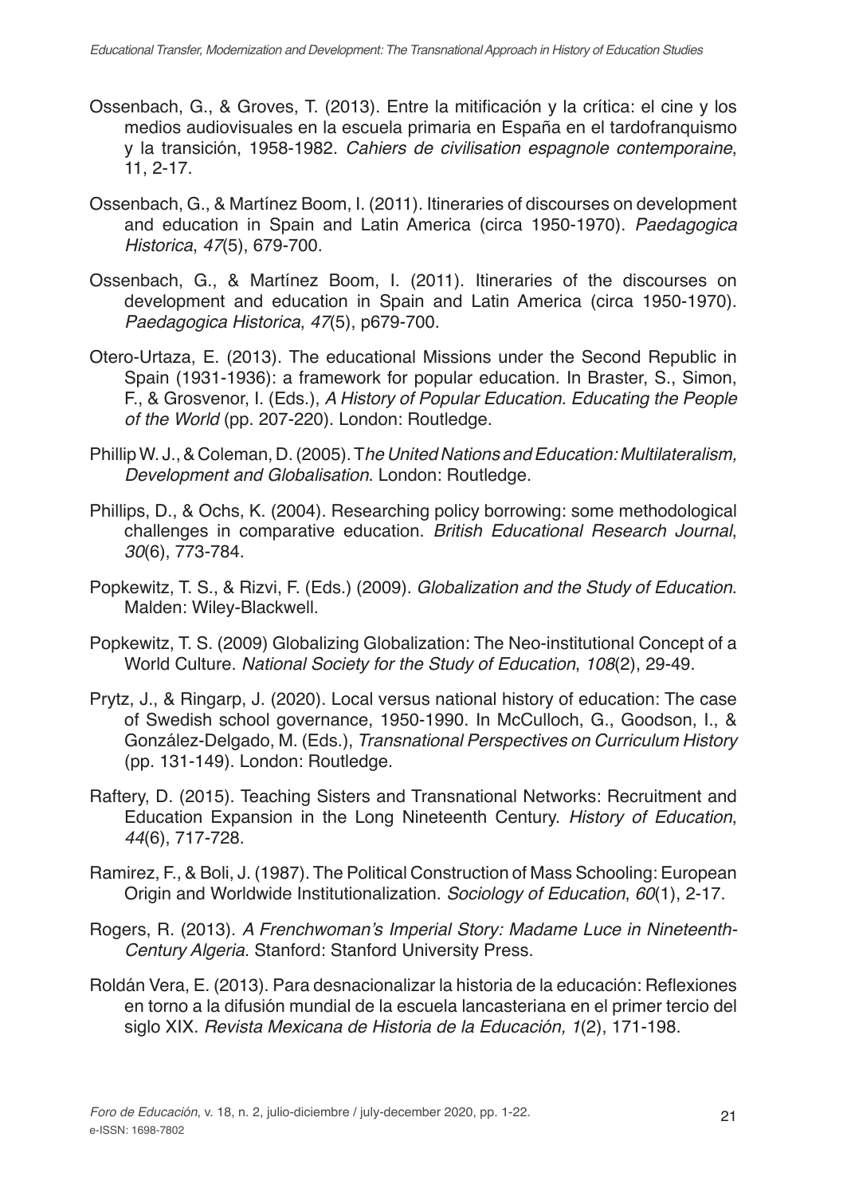Ossenbach, G., & Groves, T. (2013). Entre la mitificación y la crítica: el cine y los medios audiovisuales en la escuela primaria en España en el tardofranquismo y la transición, 1958-1982. *Cahiers de civilisation espagnole contemporaine*, 11, 2-17.

Ossenbach, G., & Martínez Boom, I. (2011). Itineraries of discourses on development and education in Spain and Latin America (circa 1950-1970). *Paedagogica Historica*, *47*(5), 679-700.

Ossenbach, G., & Martínez Boom, I. (2011). Itineraries of the discourses on development and education in Spain and Latin America (circa 1950-1970). *Paedagogica Historica*, *47*(5), p679-700.

Otero-Urtaza, E. (2013). The educational Missions under the Second Republic in Spain (1931-1936): a framework for popular education. In Braster, S., Simon, F., & Grosvenor, I. (Eds.), *A History of Popular Education. Educating the People of the World* (pp. 207-220). London: Routledge.

Phillip W. J., & Coleman, D. (2005). T*he United Nations and Education: Multilateralism, Development and Globalisation*. London: Routledge.

Phillips, D., & Ochs, K. (2004). Researching policy borrowing: some methodological challenges in comparative education. *British Educational Research Journal*, *30*(6), 773-784.

Popkewitz, T. S., & Rizvi, F. (Eds.) (2009). *Globalization and the Study of Education*. Malden: Wiley-Blackwell.

Popkewitz, T. S. (2009) Globalizing Globalization: The Neo-institutional Concept of a World Culture. *National Society for the Study of Education*, *108*(2), 29-49.

Prytz, J., & Ringarp, J. (2020). Local versus national history of education: The case of Swedish school governance, 1950-1990. In McCulloch, G., Goodson, I., & González-Delgado, M. (Eds.), *Transnational Perspectives on Curriculum History* (pp. 131-149). London: Routledge.

Raftery, D. (2015). Teaching Sisters and Transnational Networks: Recruitment and Education Expansion in the Long Nineteenth Century. *History of Education*, *44*(6), 717-728.

Ramirez, F., & Boli, J. (1987). The Political Construction of Mass Schooling: European Origin and Worldwide Institutionalization. *Sociology of Education*, *60*(1), 2-17.

Rogers, R. (2013). *A Frenchwoman's Imperial Story: Madame Luce in Nineteenth-Century Algeria*. Stanford: Stanford University Press.

Roldán Vera, E. (2013). Para desnacionalizar la historia de la educación: Reflexiones en torno a la difusión mundial de la escuela lancasteriana en el primer tercio del siglo XIX. *Revista Mexicana de Historia de la Educación, 1*(2), 171-198.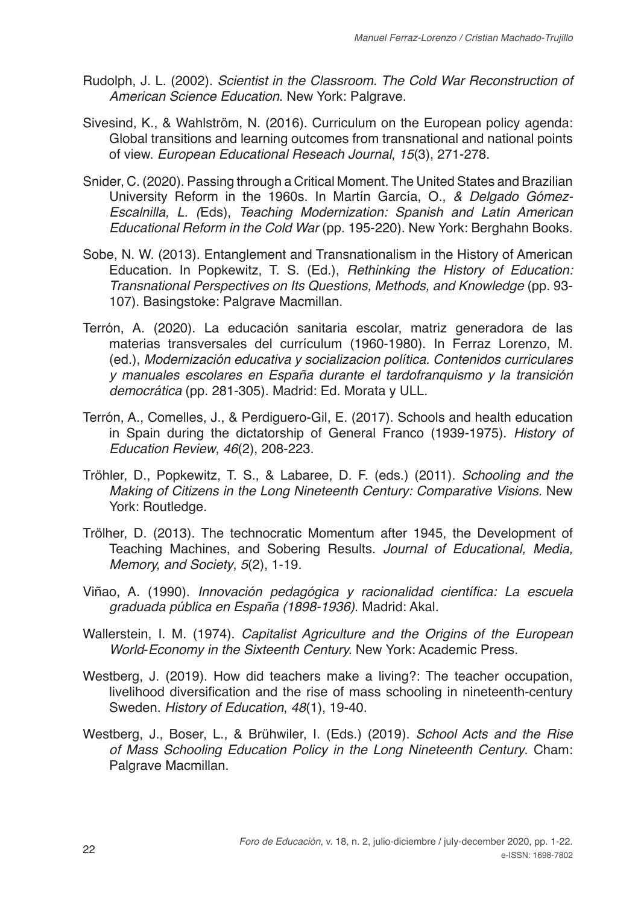Rudolph, J. L. (2002). *Scientist in the Classroom. The Cold War Reconstruction of American Science Education*. New York: Palgrave.

Sivesind, K., & Wahlström, N. (2016). Curriculum on the European policy agenda: Global transitions and learning outcomes from transnational and national points of view. *European Educational Reseach Journal*, *15*(3), 271-278.

Snider, C. (2020). Passing through a Critical Moment. The United States and Brazilian University Reform in the 1960s. In Martín García, O., *& Delgado Gómez-Escalnilla, L. (*Eds), *Teaching Modernization: Spanish and Latin American Educational Reform in the Cold War* (pp. 195-220). New York: Berghahn Books.

Sobe, N. W. (2013). Entanglement and Transnationalism in the History of American Education. In Popkewitz, T. S. (Ed.), *Rethinking the History of Education: Transnational Perspectives on Its Questions, Methods, and Knowledge* (pp. 93-107). Basingstoke: Palgrave Macmillan.

Terrón, A. (2020). La educación sanitaria escolar, matriz generadora de las materias transversales del currículum (1960-1980). In Ferraz Lorenzo, M. (ed.), *Modernización educativa y socializacion política. Contenidos curriculares y manuales escolares en España durante el tardofranquismo y la transición democrática* (pp. 281-305). Madrid: Ed. Morata y ULL.

Terrón, A., Comelles, J., & Perdiguero-Gil, E. (2017). Schools and health education in Spain during the dictatorship of General Franco (1939-1975). *History of Education Review*, *46*(2), 208-223.

Tröhler, D., Popkewitz, T. S., & Labaree, D. F. (eds.) (2011). *Schooling and the Making of Citizens in the Long Nineteenth Century: Comparative Visions.* New York: Routledge.

Trölher, D. (2013). The technocratic Momentum after 1945, the Development of Teaching Machines, and Sobering Results. *Journal of Educational, Media, Memory, and Society*, *5*(2), 1-19.

Viñao, A. (1990). *Innovación pedagógica y racionalidad científica: La escuela graduada pública en España (1898-1936)*. Madrid: Akal.

Wallerstein, I. M. (1974). *Capitalist Agriculture and the Origins of the European World-Economy in the Sixteenth Century.* New York: Academic Press.

Westberg, J. (2019). How did teachers make a living?: The teacher occupation, livelihood diversification and the rise of mass schooling in nineteenth-century Sweden. *History of Education*, *48*(1), 19-40.

Westberg, J., Boser, L., & Brühwiler, I. (Eds.) (2019). *School Acts and the Rise of Mass Schooling Education Policy in the Long Nineteenth Century*. Cham: Palgrave Macmillan.